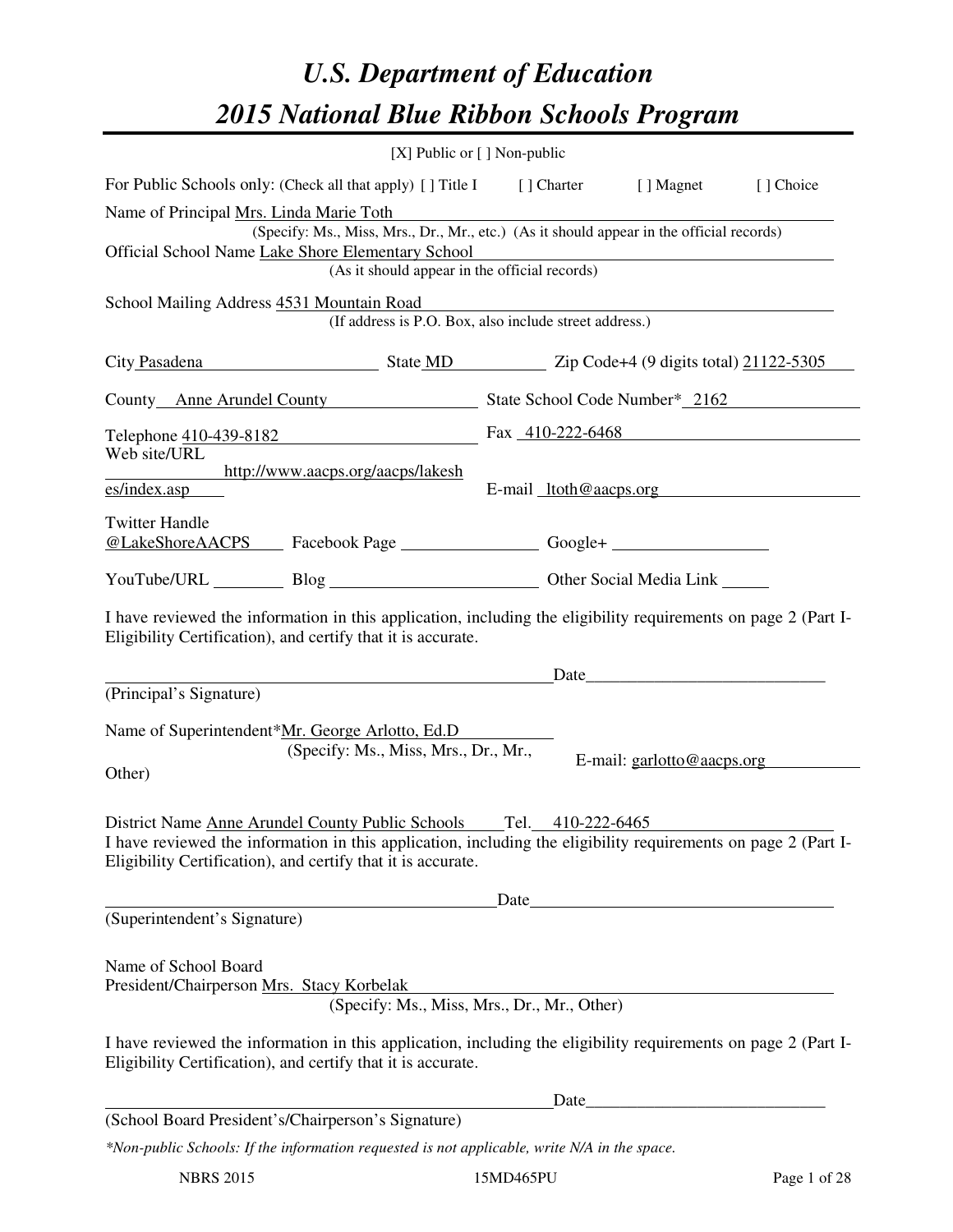# U.S. Department of Education

# 2015 National Blue Ribbon Schools Program

[X] Public or [ ] Non-public

For Public Schools only: (Check all that apply) [ ] Title I [ ] Charter [ ] Magnet [ ] Choice

Name of Principal Mrs. Linda Marie Toth
(Specify: Ms., Miss, Mrs., Dr., Mr., etc.) (As it should appear in the official records)

Official School Name Lake Shore Elementary School
(As it should appear in the official records)

School Mailing Address 4531 Mountain Road
(If address is P.O. Box, also include street address.)

City Pasadena State MD Zip Code+4 (9 digits total) 21122-5305

County Anne Arundel County State School Code Number* 2162

Telephone 410-439-8182 Fax 410-222-6468

Web site/URL http://www.aacps.org/aacps/lakeshes/index.asp E-mail ltoth@aacps.org

Twitter Handle @LakeShoreAACPS Facebook Page ________ Google+ ________

YouTube/URL ________ Blog ________ Other Social Media Link ________

I have reviewed the information in this application, including the eligibility requirements on page 2 (Part I-Eligibility Certification), and certify that it is accurate.

_______________________________ Date_______________
(Principal's Signature)

Name of Superintendent*Mr. George Arlotto, Ed.D
(Specify: Ms., Miss, Mrs., Dr., Mr., Other)
E-mail: garlotto@aacps.org

District Name Anne Arundel County Public Schools Tel. 410-222-6465

I have reviewed the information in this application, including the eligibility requirements on page 2 (Part I-Eligibility Certification), and certify that it is accurate.

_______________________________ Date_______________
(Superintendent's Signature)

Name of School Board
President/Chairperson Mrs. Stacy Korbelak
(Specify: Ms., Miss, Mrs., Dr., Mr., Other)

I have reviewed the information in this application, including the eligibility requirements on page 2 (Part I-Eligibility Certification), and certify that it is accurate.

_______________________________ Date_______________
(School Board President's/Chairperson's Signature)

*\*Non-public Schools: If the information requested is not applicable, write N/A in the space.*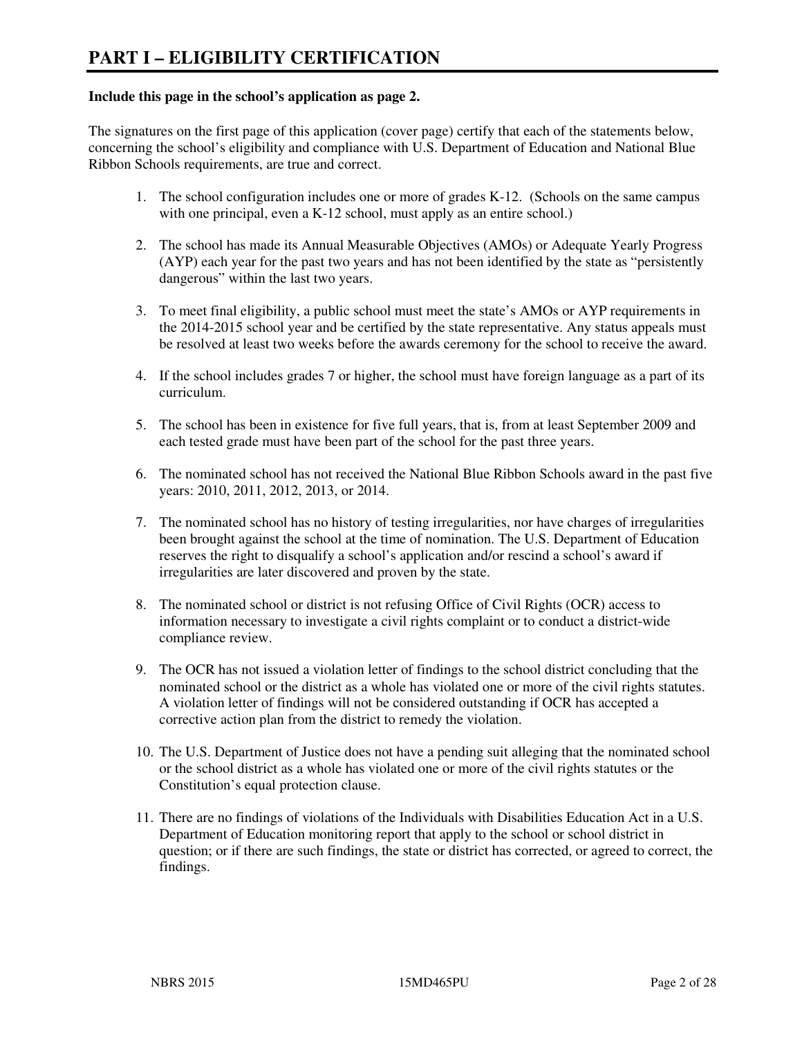# PART I – ELIGIBILITY CERTIFICATION

**Include this page in the school's application as page 2.**

The signatures on the first page of this application (cover page) certify that each of the statements below, concerning the school's eligibility and compliance with U.S. Department of Education and National Blue Ribbon Schools requirements, are true and correct.

1. The school configuration includes one or more of grades K-12. (Schools on the same campus with one principal, even a K-12 school, must apply as an entire school.)

2. The school has made its Annual Measurable Objectives (AMOs) or Adequate Yearly Progress (AYP) each year for the past two years and has not been identified by the state as "persistently dangerous" within the last two years.

3. To meet final eligibility, a public school must meet the state's AMOs or AYP requirements in the 2014-2015 school year and be certified by the state representative. Any status appeals must be resolved at least two weeks before the awards ceremony for the school to receive the award.

4. If the school includes grades 7 or higher, the school must have foreign language as a part of its curriculum.

5. The school has been in existence for five full years, that is, from at least September 2009 and each tested grade must have been part of the school for the past three years.

6. The nominated school has not received the National Blue Ribbon Schools award in the past five years: 2010, 2011, 2012, 2013, or 2014.

7. The nominated school has no history of testing irregularities, nor have charges of irregularities been brought against the school at the time of nomination. The U.S. Department of Education reserves the right to disqualify a school's application and/or rescind a school's award if irregularities are later discovered and proven by the state.

8. The nominated school or district is not refusing Office of Civil Rights (OCR) access to information necessary to investigate a civil rights complaint or to conduct a district-wide compliance review.

9. The OCR has not issued a violation letter of findings to the school district concluding that the nominated school or the district as a whole has violated one or more of the civil rights statutes. A violation letter of findings will not be considered outstanding if OCR has accepted a corrective action plan from the district to remedy the violation.

10. The U.S. Department of Justice does not have a pending suit alleging that the nominated school or the school district as a whole has violated one or more of the civil rights statutes or the Constitution's equal protection clause.

11. There are no findings of violations of the Individuals with Disabilities Education Act in a U.S. Department of Education monitoring report that apply to the school or school district in question; or if there are such findings, the state or district has corrected, or agreed to correct, the findings.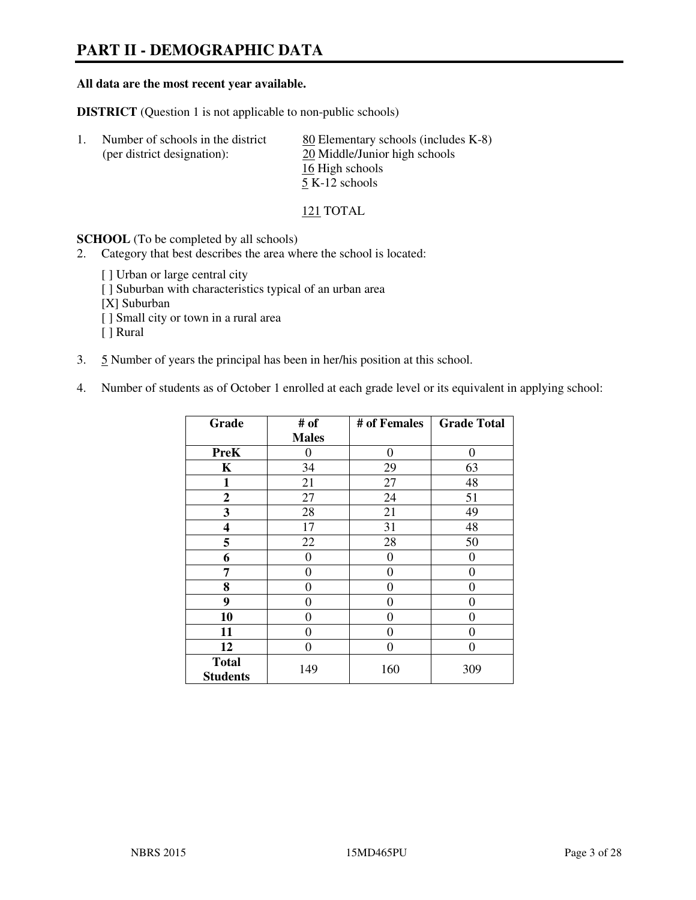# PART II - DEMOGRAPHIC DATA

**All data are the most recent year available.**

**DISTRICT** (Question 1 is not applicable to non-public schools)

1. Number of schools in the district (per district designation):
   - 80 Elementary schools (includes K-8)
   - 20 Middle/Junior high schools
   - 16 High schools
   - 5 K-12 schools

   121 TOTAL

**SCHOOL** (To be completed by all schools)

2. Category that best describes the area where the school is located:

   [ ] Urban or large central city
   [ ] Suburban with characteristics typical of an urban area
   [X] Suburban
   [ ] Small city or town in a rural area
   [ ] Rural

3. 5 Number of years the principal has been in her/his position at this school.

4. Number of students as of October 1 enrolled at each grade level or its equivalent in applying school:

| Grade | # of Males | # of Females | Grade Total |
|---|---|---|---|
| **PreK** | 0 | 0 | 0 |
| **K** | 34 | 29 | 63 |
| **1** | 21 | 27 | 48 |
| **2** | 27 | 24 | 51 |
| **3** | 28 | 21 | 49 |
| **4** | 17 | 31 | 48 |
| **5** | 22 | 28 | 50 |
| **6** | 0 | 0 | 0 |
| **7** | 0 | 0 | 0 |
| **8** | 0 | 0 | 0 |
| **9** | 0 | 0 | 0 |
| **10** | 0 | 0 | 0 |
| **11** | 0 | 0 | 0 |
| **12** | 0 | 0 | 0 |
| **Total Students** | 149 | 160 | 309 |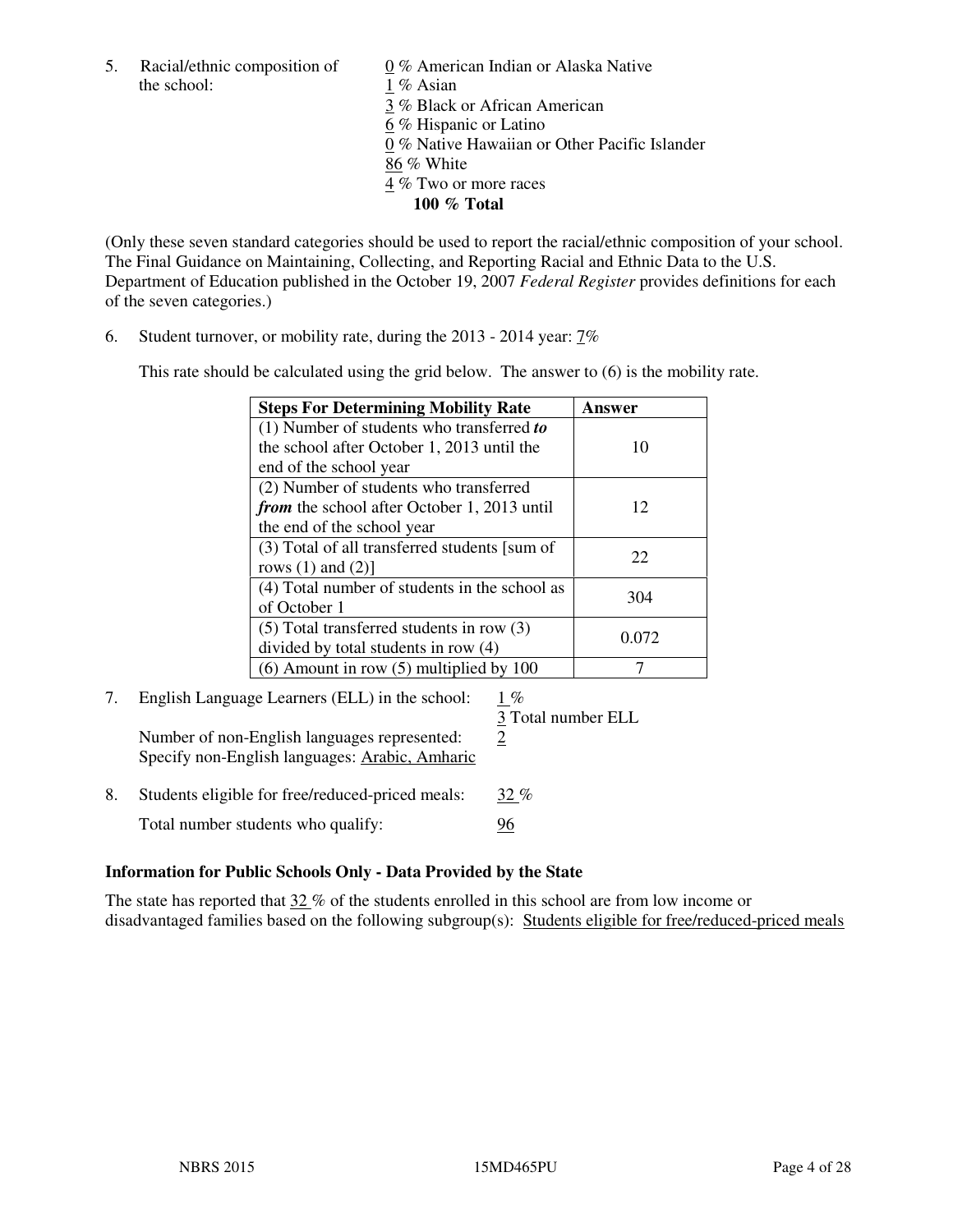5. Racial/ethnic composition of the school:

0 % American Indian or Alaska Native
1 % Asian
3 % Black or African American
6 % Hispanic or Latino
0 % Native Hawaiian or Other Pacific Islander
86 % White
4 % Two or more races
**100 % Total**

(Only these seven standard categories should be used to report the racial/ethnic composition of your school. The Final Guidance on Maintaining, Collecting, and Reporting Racial and Ethnic Data to the U.S. Department of Education published in the October 19, 2007 *Federal Register* provides definitions for each of the seven categories.)

6. Student turnover, or mobility rate, during the 2013 - 2014 year: 7%

This rate should be calculated using the grid below. The answer to (6) is the mobility rate.

| **Steps For Determining Mobility Rate** | **Answer** |
|---|---|
| (1) Number of students who transferred ***to*** the school after October 1, 2013 until the end of the school year | 10 |
| (2) Number of students who transferred ***from*** the school after October 1, 2013 until the end of the school year | 12 |
| (3) Total of all transferred students [sum of rows (1) and (2)] | 22 |
| (4) Total number of students in the school as of October 1 | 304 |
| (5) Total transferred students in row (3) divided by total students in row (4) | 0.072 |
| (6) Amount in row (5) multiplied by 100 | 7 |

7. English Language Learners (ELL) in the school: 1 %
3 Total number ELL

Number of non-English languages represented: 2
Specify non-English languages: Arabic, Amharic

8. Students eligible for free/reduced-priced meals: 32 %

Total number students who qualify: 96

**Information for Public Schools Only - Data Provided by the State**

The state has reported that 32 % of the students enrolled in this school are from low income or disadvantaged families based on the following subgroup(s): Students eligible for free/reduced-priced meals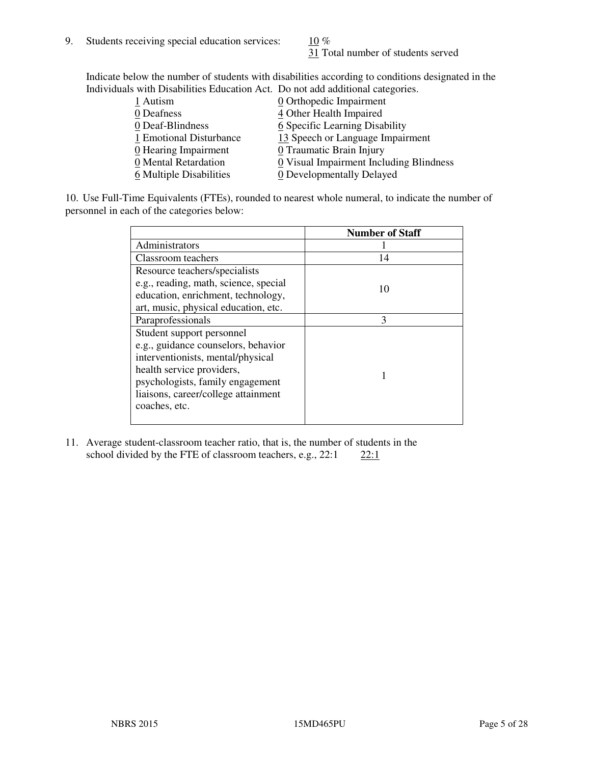9. Students receiving special education services: 10 %
   31 Total number of students served

Indicate below the number of students with disabilities according to conditions designated in the Individuals with Disabilities Education Act. Do not add additional categories.

| | |
|---|---|
| 1 Autism | 0 Orthopedic Impairment |
| 0 Deafness | 4 Other Health Impaired |
| 0 Deaf-Blindness | 6 Specific Learning Disability |
| 1 Emotional Disturbance | 13 Speech or Language Impairment |
| 0 Hearing Impairment | 0 Traumatic Brain Injury |
| 0 Mental Retardation | 0 Visual Impairment Including Blindness |
| 6 Multiple Disabilities | 0 Developmentally Delayed |

10. Use Full-Time Equivalents (FTEs), rounded to nearest whole numeral, to indicate the number of personnel in each of the categories below:

| | Number of Staff |
|---|---|
| Administrators | 1 |
| Classroom teachers | 14 |
| Resource teachers/specialists e.g., reading, math, science, special education, enrichment, technology, art, music, physical education, etc. | 10 |
| Paraprofessionals | 3 |
| Student support personnel e.g., guidance counselors, behavior interventionists, mental/physical health service providers, psychologists, family engagement liaisons, career/college attainment coaches, etc. | 1 |

11. Average student-classroom teacher ratio, that is, the number of students in the school divided by the FTE of classroom teachers, e.g., 22:1 22:1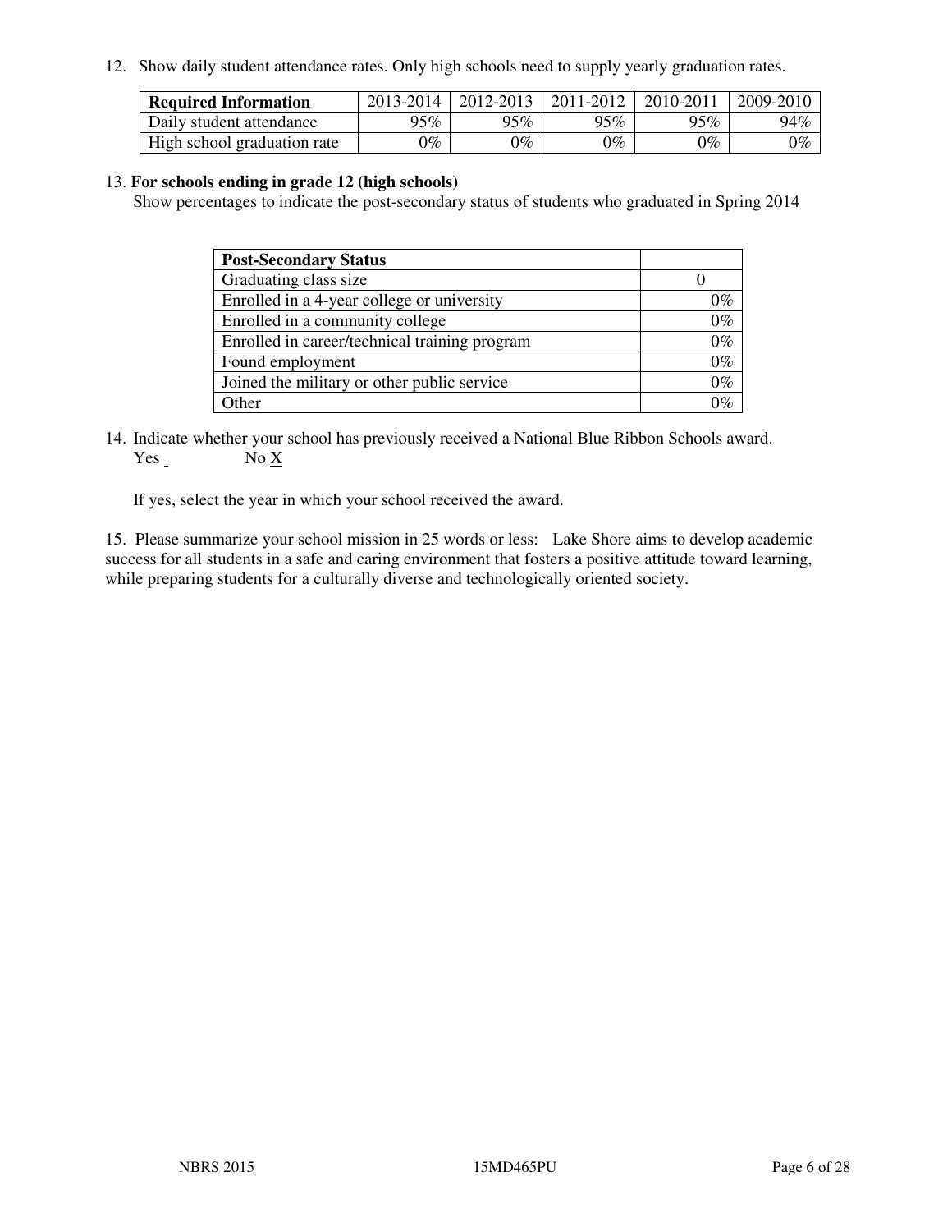12. Show daily student attendance rates. Only high schools need to supply yearly graduation rates.

| **Required Information** | 2013-2014 | 2012-2013 | 2011-2012 | 2010-2011 | 2009-2010 |
|---|---|---|---|---|---|
| Daily student attendance | 95% | 95% | 95% | 95% | 94% |
| High school graduation rate | 0% | 0% | 0% | 0% | 0% |

13. **For schools ending in grade 12 (high schools)**
Show percentages to indicate the post-secondary status of students who graduated in Spring 2014

| **Post-Secondary Status** | |
|---|---|
| Graduating class size | 0 |
| Enrolled in a 4-year college or university | 0% |
| Enrolled in a community college | 0% |
| Enrolled in career/technical training program | 0% |
| Found employment | 0% |
| Joined the military or other public service | 0% |
| Other | 0% |

14. Indicate whether your school has previously received a National Blue Ribbon Schools award.
Yes _ No X

If yes, select the year in which your school received the award.

15. Please summarize your school mission in 25 words or less: Lake Shore aims to develop academic success for all students in a safe and caring environment that fosters a positive attitude toward learning, while preparing students for a culturally diverse and technologically oriented society.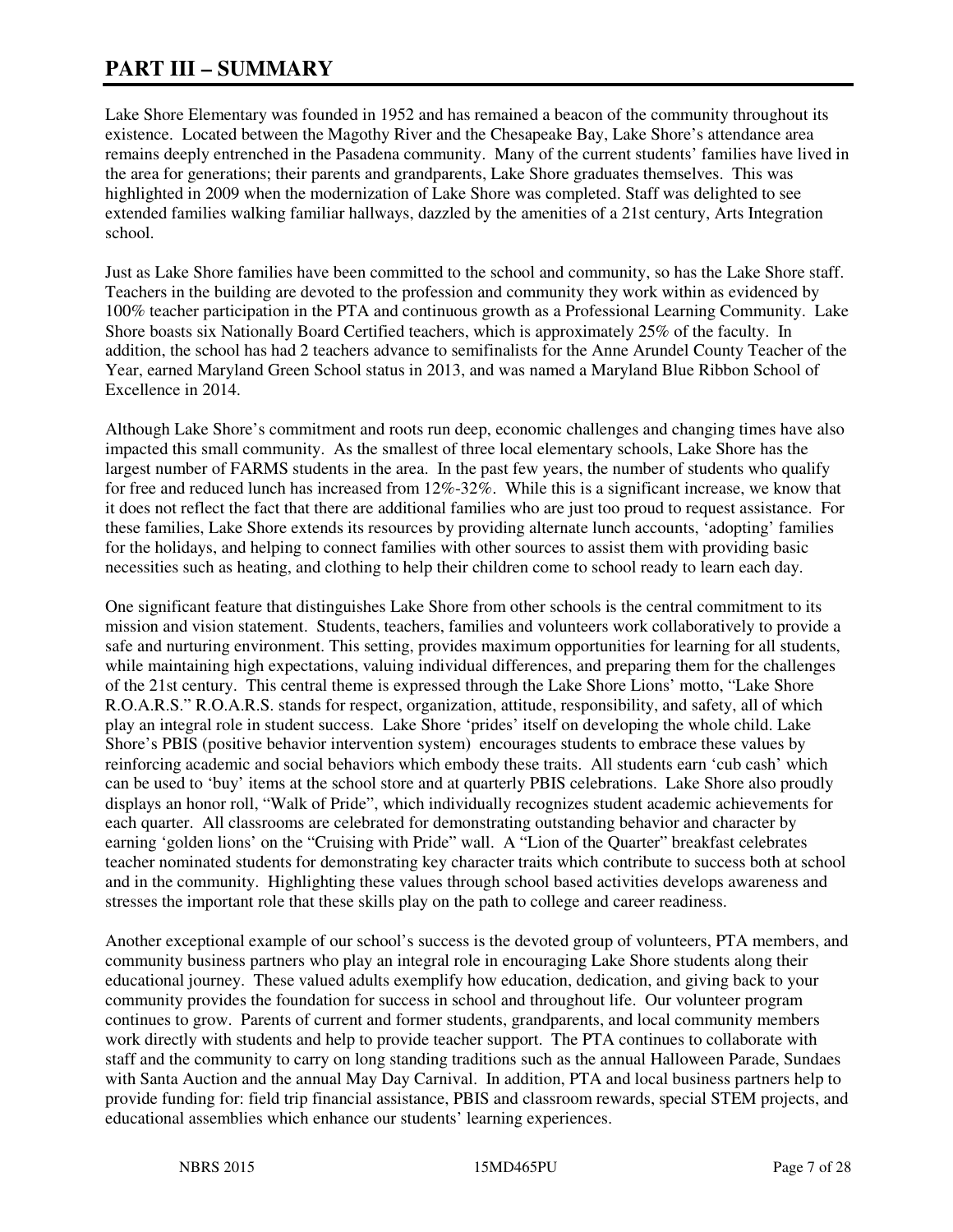# PART III – SUMMARY

Lake Shore Elementary was founded in 1952 and has remained a beacon of the community throughout its existence. Located between the Magothy River and the Chesapeake Bay, Lake Shore's attendance area remains deeply entrenched in the Pasadena community. Many of the current students' families have lived in the area for generations; their parents and grandparents, Lake Shore graduates themselves. This was highlighted in 2009 when the modernization of Lake Shore was completed. Staff was delighted to see extended families walking familiar hallways, dazzled by the amenities of a 21st century, Arts Integration school.

Just as Lake Shore families have been committed to the school and community, so has the Lake Shore staff. Teachers in the building are devoted to the profession and community they work within as evidenced by 100% teacher participation in the PTA and continuous growth as a Professional Learning Community. Lake Shore boasts six Nationally Board Certified teachers, which is approximately 25% of the faculty. In addition, the school has had 2 teachers advance to semifinalists for the Anne Arundel County Teacher of the Year, earned Maryland Green School status in 2013, and was named a Maryland Blue Ribbon School of Excellence in 2014.

Although Lake Shore's commitment and roots run deep, economic challenges and changing times have also impacted this small community. As the smallest of three local elementary schools, Lake Shore has the largest number of FARMS students in the area. In the past few years, the number of students who qualify for free and reduced lunch has increased from 12%-32%. While this is a significant increase, we know that it does not reflect the fact that there are additional families who are just too proud to request assistance. For these families, Lake Shore extends its resources by providing alternate lunch accounts, 'adopting' families for the holidays, and helping to connect families with other sources to assist them with providing basic necessities such as heating, and clothing to help their children come to school ready to learn each day.

One significant feature that distinguishes Lake Shore from other schools is the central commitment to its mission and vision statement. Students, teachers, families and volunteers work collaboratively to provide a safe and nurturing environment. This setting, provides maximum opportunities for learning for all students, while maintaining high expectations, valuing individual differences, and preparing them for the challenges of the 21st century. This central theme is expressed through the Lake Shore Lions' motto, "Lake Shore R.O.A.R.S." R.O.A.R.S. stands for respect, organization, attitude, responsibility, and safety, all of which play an integral role in student success. Lake Shore 'prides' itself on developing the whole child. Lake Shore's PBIS (positive behavior intervention system) encourages students to embrace these values by reinforcing academic and social behaviors which embody these traits. All students earn 'cub cash' which can be used to 'buy' items at the school store and at quarterly PBIS celebrations. Lake Shore also proudly displays an honor roll, "Walk of Pride", which individually recognizes student academic achievements for each quarter. All classrooms are celebrated for demonstrating outstanding behavior and character by earning 'golden lions' on the "Cruising with Pride" wall. A "Lion of the Quarter" breakfast celebrates teacher nominated students for demonstrating key character traits which contribute to success both at school and in the community. Highlighting these values through school based activities develops awareness and stresses the important role that these skills play on the path to college and career readiness.

Another exceptional example of our school's success is the devoted group of volunteers, PTA members, and community business partners who play an integral role in encouraging Lake Shore students along their educational journey. These valued adults exemplify how education, dedication, and giving back to your community provides the foundation for success in school and throughout life. Our volunteer program continues to grow. Parents of current and former students, grandparents, and local community members work directly with students and help to provide teacher support. The PTA continues to collaborate with staff and the community to carry on long standing traditions such as the annual Halloween Parade, Sundaes with Santa Auction and the annual May Day Carnival. In addition, PTA and local business partners help to provide funding for: field trip financial assistance, PBIS and classroom rewards, special STEM projects, and educational assemblies which enhance our students' learning experiences.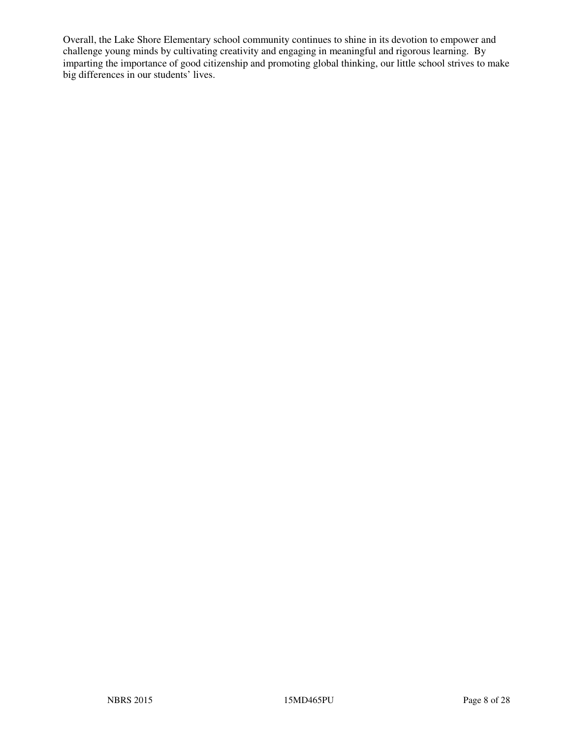Overall, the Lake Shore Elementary school community continues to shine in its devotion to empower and challenge young minds by cultivating creativity and engaging in meaningful and rigorous learning. By imparting the importance of good citizenship and promoting global thinking, our little school strives to make big differences in our students' lives.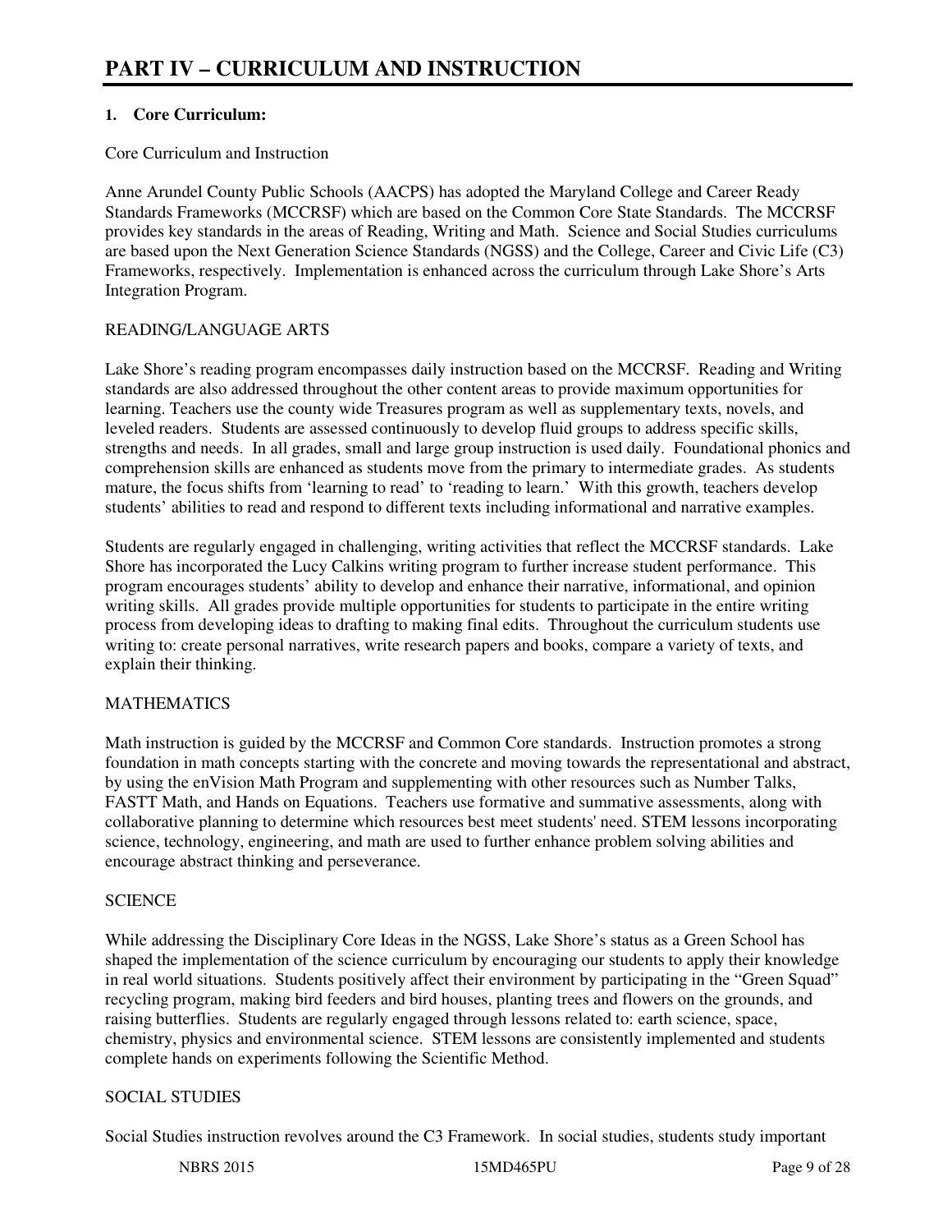# PART IV – CURRICULUM AND INSTRUCTION

**1. Core Curriculum:**

Core Curriculum and Instruction

Anne Arundel County Public Schools (AACPS) has adopted the Maryland College and Career Ready Standards Frameworks (MCCRSF) which are based on the Common Core State Standards. The MCCRSF provides key standards in the areas of Reading, Writing and Math. Science and Social Studies curriculums are based upon the Next Generation Science Standards (NGSS) and the College, Career and Civic Life (C3) Frameworks, respectively. Implementation is enhanced across the curriculum through Lake Shore's Arts Integration Program.

READING/LANGUAGE ARTS

Lake Shore's reading program encompasses daily instruction based on the MCCRSF. Reading and Writing standards are also addressed throughout the other content areas to provide maximum opportunities for learning. Teachers use the county wide Treasures program as well as supplementary texts, novels, and leveled readers. Students are assessed continuously to develop fluid groups to address specific skills, strengths and needs. In all grades, small and large group instruction is used daily. Foundational phonics and comprehension skills are enhanced as students move from the primary to intermediate grades. As students mature, the focus shifts from 'learning to read' to 'reading to learn.' With this growth, teachers develop students' abilities to read and respond to different texts including informational and narrative examples.

Students are regularly engaged in challenging, writing activities that reflect the MCCRSF standards. Lake Shore has incorporated the Lucy Calkins writing program to further increase student performance. This program encourages students' ability to develop and enhance their narrative, informational, and opinion writing skills. All grades provide multiple opportunities for students to participate in the entire writing process from developing ideas to drafting to making final edits. Throughout the curriculum students use writing to: create personal narratives, write research papers and books, compare a variety of texts, and explain their thinking.

MATHEMATICS

Math instruction is guided by the MCCRSF and Common Core standards. Instruction promotes a strong foundation in math concepts starting with the concrete and moving towards the representational and abstract, by using the enVision Math Program and supplementing with other resources such as Number Talks, FASTT Math, and Hands on Equations. Teachers use formative and summative assessments, along with collaborative planning to determine which resources best meet students' need. STEM lessons incorporating science, technology, engineering, and math are used to further enhance problem solving abilities and encourage abstract thinking and perseverance.

SCIENCE

While addressing the Disciplinary Core Ideas in the NGSS, Lake Shore's status as a Green School has shaped the implementation of the science curriculum by encouraging our students to apply their knowledge in real world situations. Students positively affect their environment by participating in the "Green Squad" recycling program, making bird feeders and bird houses, planting trees and flowers on the grounds, and raising butterflies. Students are regularly engaged through lessons related to: earth science, space, chemistry, physics and environmental science. STEM lessons are consistently implemented and students complete hands on experiments following the Scientific Method.

SOCIAL STUDIES

Social Studies instruction revolves around the C3 Framework. In social studies, students study important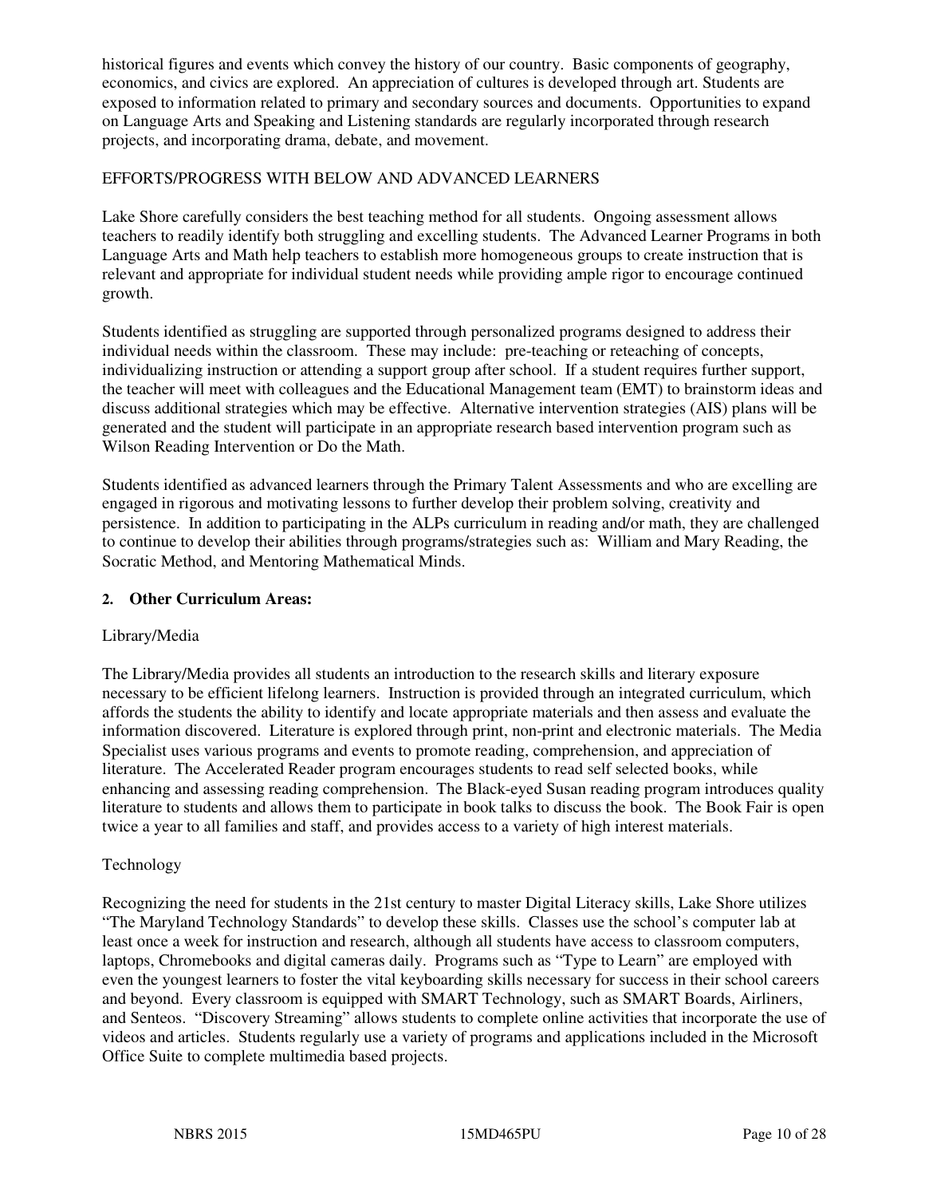historical figures and events which convey the history of our country. Basic components of geography, economics, and civics are explored. An appreciation of cultures is developed through art. Students are exposed to information related to primary and secondary sources and documents. Opportunities to expand on Language Arts and Speaking and Listening standards are regularly incorporated through research projects, and incorporating drama, debate, and movement.

EFFORTS/PROGRESS WITH BELOW AND ADVANCED LEARNERS

Lake Shore carefully considers the best teaching method for all students. Ongoing assessment allows teachers to readily identify both struggling and excelling students. The Advanced Learner Programs in both Language Arts and Math help teachers to establish more homogeneous groups to create instruction that is relevant and appropriate for individual student needs while providing ample rigor to encourage continued growth.

Students identified as struggling are supported through personalized programs designed to address their individual needs within the classroom. These may include: pre-teaching or reteaching of concepts, individualizing instruction or attending a support group after school. If a student requires further support, the teacher will meet with colleagues and the Educational Management team (EMT) to brainstorm ideas and discuss additional strategies which may be effective. Alternative intervention strategies (AIS) plans will be generated and the student will participate in an appropriate research based intervention program such as Wilson Reading Intervention or Do the Math.

Students identified as advanced learners through the Primary Talent Assessments and who are excelling are engaged in rigorous and motivating lessons to further develop their problem solving, creativity and persistence. In addition to participating in the ALPs curriculum in reading and/or math, they are challenged to continue to develop their abilities through programs/strategies such as: William and Mary Reading, the Socratic Method, and Mentoring Mathematical Minds.

**2. Other Curriculum Areas:**

Library/Media

The Library/Media provides all students an introduction to the research skills and literary exposure necessary to be efficient lifelong learners. Instruction is provided through an integrated curriculum, which affords the students the ability to identify and locate appropriate materials and then assess and evaluate the information discovered. Literature is explored through print, non-print and electronic materials. The Media Specialist uses various programs and events to promote reading, comprehension, and appreciation of literature. The Accelerated Reader program encourages students to read self selected books, while enhancing and assessing reading comprehension. The Black-eyed Susan reading program introduces quality literature to students and allows them to participate in book talks to discuss the book. The Book Fair is open twice a year to all families and staff, and provides access to a variety of high interest materials.

Technology

Recognizing the need for students in the 21st century to master Digital Literacy skills, Lake Shore utilizes "The Maryland Technology Standards" to develop these skills. Classes use the school's computer lab at least once a week for instruction and research, although all students have access to classroom computers, laptops, Chromebooks and digital cameras daily. Programs such as "Type to Learn" are employed with even the youngest learners to foster the vital keyboarding skills necessary for success in their school careers and beyond. Every classroom is equipped with SMART Technology, such as SMART Boards, Airliners, and Senteos. "Discovery Streaming" allows students to complete online activities that incorporate the use of videos and articles. Students regularly use a variety of programs and applications included in the Microsoft Office Suite to complete multimedia based projects.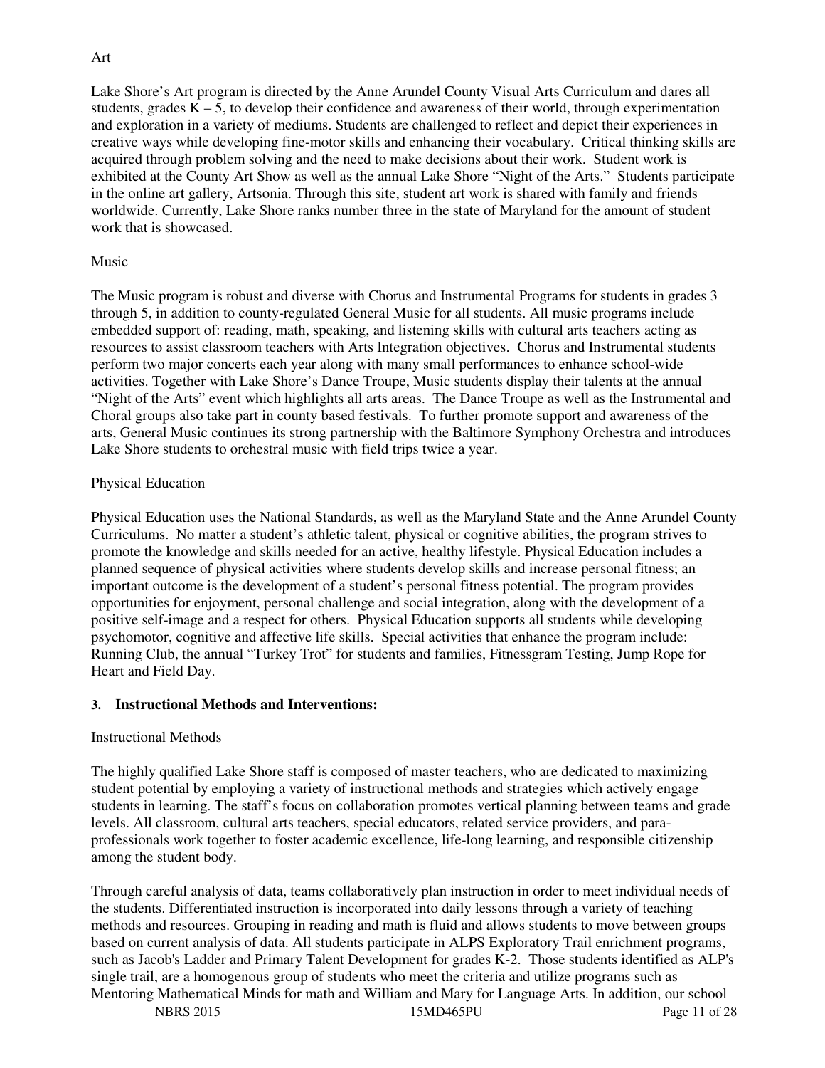Art

Lake Shore's Art program is directed by the Anne Arundel County Visual Arts Curriculum and dares all students, grades K – 5, to develop their confidence and awareness of their world, through experimentation and exploration in a variety of mediums. Students are challenged to reflect and depict their experiences in creative ways while developing fine-motor skills and enhancing their vocabulary. Critical thinking skills are acquired through problem solving and the need to make decisions about their work. Student work is exhibited at the County Art Show as well as the annual Lake Shore "Night of the Arts." Students participate in the online art gallery, Artsonia. Through this site, student art work is shared with family and friends worldwide. Currently, Lake Shore ranks number three in the state of Maryland for the amount of student work that is showcased.

Music

The Music program is robust and diverse with Chorus and Instrumental Programs for students in grades 3 through 5, in addition to county-regulated General Music for all students. All music programs include embedded support of: reading, math, speaking, and listening skills with cultural arts teachers acting as resources to assist classroom teachers with Arts Integration objectives. Chorus and Instrumental students perform two major concerts each year along with many small performances to enhance school-wide activities. Together with Lake Shore's Dance Troupe, Music students display their talents at the annual "Night of the Arts" event which highlights all arts areas. The Dance Troupe as well as the Instrumental and Choral groups also take part in county based festivals. To further promote support and awareness of the arts, General Music continues its strong partnership with the Baltimore Symphony Orchestra and introduces Lake Shore students to orchestral music with field trips twice a year.

Physical Education

Physical Education uses the National Standards, as well as the Maryland State and the Anne Arundel County Curriculums. No matter a student's athletic talent, physical or cognitive abilities, the program strives to promote the knowledge and skills needed for an active, healthy lifestyle. Physical Education includes a planned sequence of physical activities where students develop skills and increase personal fitness; an important outcome is the development of a student's personal fitness potential. The program provides opportunities for enjoyment, personal challenge and social integration, along with the development of a positive self-image and a respect for others. Physical Education supports all students while developing psychomotor, cognitive and affective life skills. Special activities that enhance the program include: Running Club, the annual "Turkey Trot" for students and families, Fitnessgram Testing, Jump Rope for Heart and Field Day.

**3. Instructional Methods and Interventions:**

Instructional Methods

The highly qualified Lake Shore staff is composed of master teachers, who are dedicated to maximizing student potential by employing a variety of instructional methods and strategies which actively engage students in learning. The staff's focus on collaboration promotes vertical planning between teams and grade levels. All classroom, cultural arts teachers, special educators, related service providers, and para-professionals work together to foster academic excellence, life-long learning, and responsible citizenship among the student body.

Through careful analysis of data, teams collaboratively plan instruction in order to meet individual needs of the students. Differentiated instruction is incorporated into daily lessons through a variety of teaching methods and resources. Grouping in reading and math is fluid and allows students to move between groups based on current analysis of data. All students participate in ALPS Exploratory Trail enrichment programs, such as Jacob's Ladder and Primary Talent Development for grades K-2. Those students identified as ALP's single trail, are a homogenous group of students who meet the criteria and utilize programs such as Mentoring Mathematical Minds for math and William and Mary for Language Arts. In addition, our school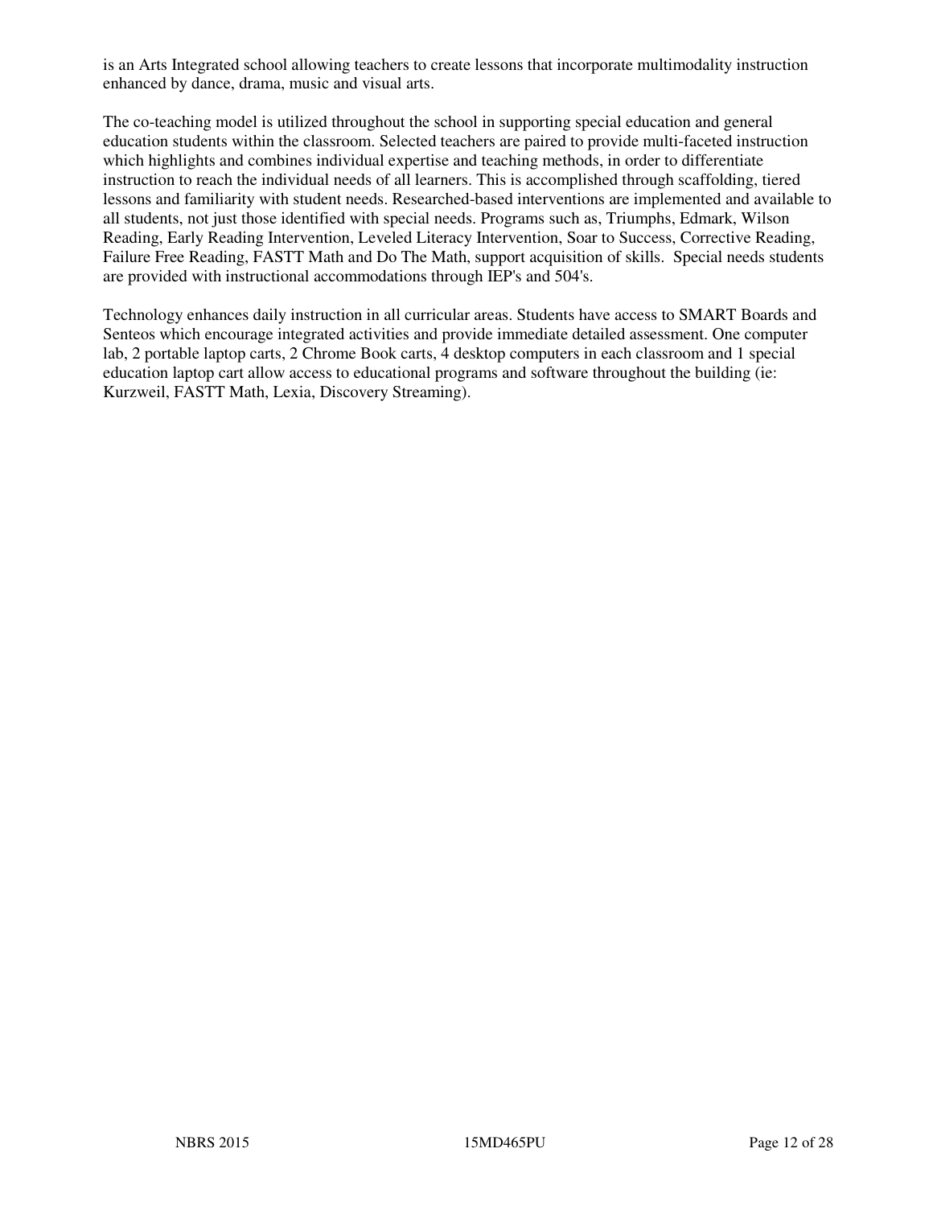is an Arts Integrated school allowing teachers to create lessons that incorporate multimodality instruction enhanced by dance, drama, music and visual arts.

The co-teaching model is utilized throughout the school in supporting special education and general education students within the classroom. Selected teachers are paired to provide multi-faceted instruction which highlights and combines individual expertise and teaching methods, in order to differentiate instruction to reach the individual needs of all learners. This is accomplished through scaffolding, tiered lessons and familiarity with student needs. Researched-based interventions are implemented and available to all students, not just those identified with special needs. Programs such as, Triumphs, Edmark, Wilson Reading, Early Reading Intervention, Leveled Literacy Intervention, Soar to Success, Corrective Reading, Failure Free Reading, FASTT Math and Do The Math, support acquisition of skills. Special needs students are provided with instructional accommodations through IEP's and 504's.

Technology enhances daily instruction in all curricular areas. Students have access to SMART Boards and Senteos which encourage integrated activities and provide immediate detailed assessment. One computer lab, 2 portable laptop carts, 2 Chrome Book carts, 4 desktop computers in each classroom and 1 special education laptop cart allow access to educational programs and software throughout the building (ie: Kurzweil, FASTT Math, Lexia, Discovery Streaming).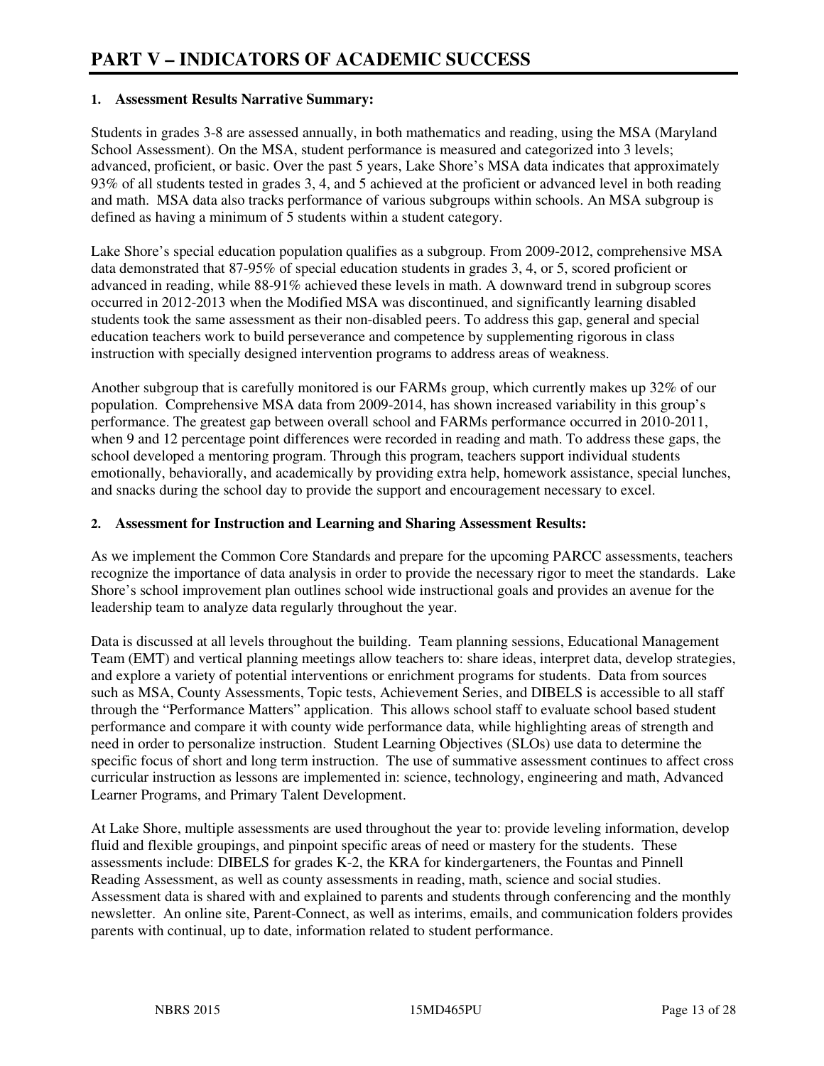# PART V – INDICATORS OF ACADEMIC SUCCESS

## 1. Assessment Results Narrative Summary:

Students in grades 3-8 are assessed annually, in both mathematics and reading, using the MSA (Maryland School Assessment). On the MSA, student performance is measured and categorized into 3 levels; advanced, proficient, or basic. Over the past 5 years, Lake Shore's MSA data indicates that approximately 93% of all students tested in grades 3, 4, and 5 achieved at the proficient or advanced level in both reading and math. MSA data also tracks performance of various subgroups within schools. An MSA subgroup is defined as having a minimum of 5 students within a student category.

Lake Shore's special education population qualifies as a subgroup. From 2009-2012, comprehensive MSA data demonstrated that 87-95% of special education students in grades 3, 4, or 5, scored proficient or advanced in reading, while 88-91% achieved these levels in math. A downward trend in subgroup scores occurred in 2012-2013 when the Modified MSA was discontinued, and significantly learning disabled students took the same assessment as their non-disabled peers. To address this gap, general and special education teachers work to build perseverance and competence by supplementing rigorous in class instruction with specially designed intervention programs to address areas of weakness.

Another subgroup that is carefully monitored is our FARMs group, which currently makes up 32% of our population. Comprehensive MSA data from 2009-2014, has shown increased variability in this group's performance. The greatest gap between overall school and FARMs performance occurred in 2010-2011, when 9 and 12 percentage point differences were recorded in reading and math. To address these gaps, the school developed a mentoring program. Through this program, teachers support individual students emotionally, behaviorally, and academically by providing extra help, homework assistance, special lunches, and snacks during the school day to provide the support and encouragement necessary to excel.

## 2. Assessment for Instruction and Learning and Sharing Assessment Results:

As we implement the Common Core Standards and prepare for the upcoming PARCC assessments, teachers recognize the importance of data analysis in order to provide the necessary rigor to meet the standards. Lake Shore's school improvement plan outlines school wide instructional goals and provides an avenue for the leadership team to analyze data regularly throughout the year.

Data is discussed at all levels throughout the building. Team planning sessions, Educational Management Team (EMT) and vertical planning meetings allow teachers to: share ideas, interpret data, develop strategies, and explore a variety of potential interventions or enrichment programs for students. Data from sources such as MSA, County Assessments, Topic tests, Achievement Series, and DIBELS is accessible to all staff through the "Performance Matters" application. This allows school staff to evaluate school based student performance and compare it with county wide performance data, while highlighting areas of strength and need in order to personalize instruction. Student Learning Objectives (SLOs) use data to determine the specific focus of short and long term instruction. The use of summative assessment continues to affect cross curricular instruction as lessons are implemented in: science, technology, engineering and math, Advanced Learner Programs, and Primary Talent Development.

At Lake Shore, multiple assessments are used throughout the year to: provide leveling information, develop fluid and flexible groupings, and pinpoint specific areas of need or mastery for the students. These assessments include: DIBELS for grades K-2, the KRA for kindergarteners, the Fountas and Pinnell Reading Assessment, as well as county assessments in reading, math, science and social studies. Assessment data is shared with and explained to parents and students through conferencing and the monthly newsletter. An online site, Parent-Connect, as well as interims, emails, and communication folders provides parents with continual, up to date, information related to student performance.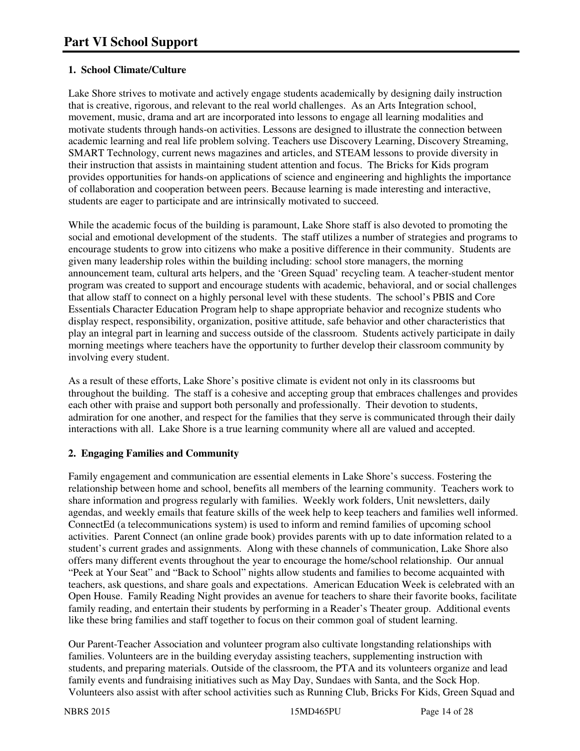# Part VI School Support

## 1. School Climate/Culture

Lake Shore strives to motivate and actively engage students academically by designing daily instruction that is creative, rigorous, and relevant to the real world challenges. As an Arts Integration school, movement, music, drama and art are incorporated into lessons to engage all learning modalities and motivate students through hands-on activities. Lessons are designed to illustrate the connection between academic learning and real life problem solving. Teachers use Discovery Learning, Discovery Streaming, SMART Technology, current news magazines and articles, and STEAM lessons to provide diversity in their instruction that assists in maintaining student attention and focus. The Bricks for Kids program provides opportunities for hands-on applications of science and engineering and highlights the importance of collaboration and cooperation between peers. Because learning is made interesting and interactive, students are eager to participate and are intrinsically motivated to succeed.

While the academic focus of the building is paramount, Lake Shore staff is also devoted to promoting the social and emotional development of the students. The staff utilizes a number of strategies and programs to encourage students to grow into citizens who make a positive difference in their community. Students are given many leadership roles within the building including: school store managers, the morning announcement team, cultural arts helpers, and the 'Green Squad' recycling team. A teacher-student mentor program was created to support and encourage students with academic, behavioral, and or social challenges that allow staff to connect on a highly personal level with these students. The school's PBIS and Core Essentials Character Education Program help to shape appropriate behavior and recognize students who display respect, responsibility, organization, positive attitude, safe behavior and other characteristics that play an integral part in learning and success outside of the classroom. Students actively participate in daily morning meetings where teachers have the opportunity to further develop their classroom community by involving every student.

As a result of these efforts, Lake Shore's positive climate is evident not only in its classrooms but throughout the building. The staff is a cohesive and accepting group that embraces challenges and provides each other with praise and support both personally and professionally. Their devotion to students, admiration for one another, and respect for the families that they serve is communicated through their daily interactions with all. Lake Shore is a true learning community where all are valued and accepted.

## 2. Engaging Families and Community

Family engagement and communication are essential elements in Lake Shore's success. Fostering the relationship between home and school, benefits all members of the learning community. Teachers work to share information and progress regularly with families. Weekly work folders, Unit newsletters, daily agendas, and weekly emails that feature skills of the week help to keep teachers and families well informed. ConnectEd (a telecommunications system) is used to inform and remind families of upcoming school activities. Parent Connect (an online grade book) provides parents with up to date information related to a student's current grades and assignments. Along with these channels of communication, Lake Shore also offers many different events throughout the year to encourage the home/school relationship. Our annual "Peek at Your Seat" and "Back to School" nights allow students and families to become acquainted with teachers, ask questions, and share goals and expectations. American Education Week is celebrated with an Open House. Family Reading Night provides an avenue for teachers to share their favorite books, facilitate family reading, and entertain their students by performing in a Reader's Theater group. Additional events like these bring families and staff together to focus on their common goal of student learning.

Our Parent-Teacher Association and volunteer program also cultivate longstanding relationships with families. Volunteers are in the building everyday assisting teachers, supplementing instruction with students, and preparing materials. Outside of the classroom, the PTA and its volunteers organize and lead family events and fundraising initiatives such as May Day, Sundaes with Santa, and the Sock Hop. Volunteers also assist with after school activities such as Running Club, Bricks For Kids, Green Squad and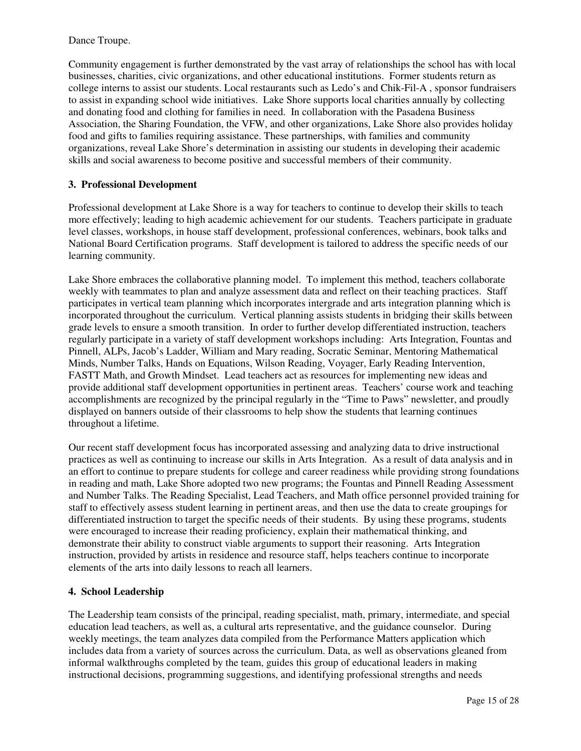Dance Troupe.

Community engagement is further demonstrated by the vast array of relationships the school has with local businesses, charities, civic organizations, and other educational institutions. Former students return as college interns to assist our students. Local restaurants such as Ledo's and Chik-Fil-A , sponsor fundraisers to assist in expanding school wide initiatives. Lake Shore supports local charities annually by collecting and donating food and clothing for families in need. In collaboration with the Pasadena Business Association, the Sharing Foundation, the VFW, and other organizations, Lake Shore also provides holiday food and gifts to families requiring assistance. These partnerships, with families and community organizations, reveal Lake Shore's determination in assisting our students in developing their academic skills and social awareness to become positive and successful members of their community.

**3. Professional Development**

Professional development at Lake Shore is a way for teachers to continue to develop their skills to teach more effectively; leading to high academic achievement for our students. Teachers participate in graduate level classes, workshops, in house staff development, professional conferences, webinars, book talks and National Board Certification programs. Staff development is tailored to address the specific needs of our learning community.

Lake Shore embraces the collaborative planning model. To implement this method, teachers collaborate weekly with teammates to plan and analyze assessment data and reflect on their teaching practices. Staff participates in vertical team planning which incorporates intergrade and arts integration planning which is incorporated throughout the curriculum. Vertical planning assists students in bridging their skills between grade levels to ensure a smooth transition. In order to further develop differentiated instruction, teachers regularly participate in a variety of staff development workshops including: Arts Integration, Fountas and Pinnell, ALPs, Jacob's Ladder, William and Mary reading, Socratic Seminar, Mentoring Mathematical Minds, Number Talks, Hands on Equations, Wilson Reading, Voyager, Early Reading Intervention, FASTT Math, and Growth Mindset. Lead teachers act as resources for implementing new ideas and provide additional staff development opportunities in pertinent areas. Teachers' course work and teaching accomplishments are recognized by the principal regularly in the "Time to Paws" newsletter, and proudly displayed on banners outside of their classrooms to help show the students that learning continues throughout a lifetime.

Our recent staff development focus has incorporated assessing and analyzing data to drive instructional practices as well as continuing to increase our skills in Arts Integration. As a result of data analysis and in an effort to continue to prepare students for college and career readiness while providing strong foundations in reading and math, Lake Shore adopted two new programs; the Fountas and Pinnell Reading Assessment and Number Talks. The Reading Specialist, Lead Teachers, and Math office personnel provided training for staff to effectively assess student learning in pertinent areas, and then use the data to create groupings for differentiated instruction to target the specific needs of their students. By using these programs, students were encouraged to increase their reading proficiency, explain their mathematical thinking, and demonstrate their ability to construct viable arguments to support their reasoning. Arts Integration instruction, provided by artists in residence and resource staff, helps teachers continue to incorporate elements of the arts into daily lessons to reach all learners.

**4. School Leadership**

The Leadership team consists of the principal, reading specialist, math, primary, intermediate, and special education lead teachers, as well as, a cultural arts representative, and the guidance counselor. During weekly meetings, the team analyzes data compiled from the Performance Matters application which includes data from a variety of sources across the curriculum. Data, as well as observations gleaned from informal walkthroughs completed by the team, guides this group of educational leaders in making instructional decisions, programming suggestions, and identifying professional strengths and needs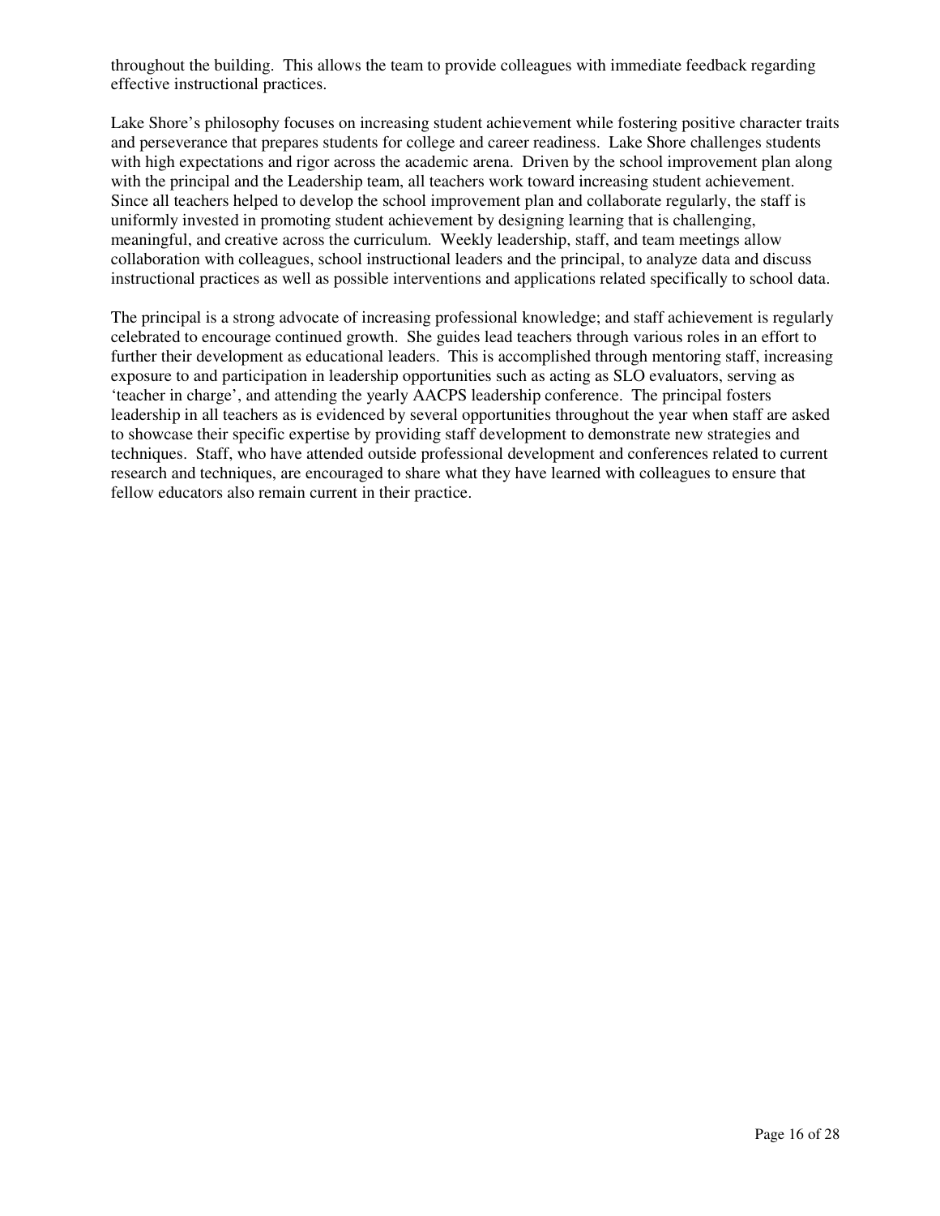throughout the building. This allows the team to provide colleagues with immediate feedback regarding effective instructional practices.

Lake Shore's philosophy focuses on increasing student achievement while fostering positive character traits and perseverance that prepares students for college and career readiness. Lake Shore challenges students with high expectations and rigor across the academic arena. Driven by the school improvement plan along with the principal and the Leadership team, all teachers work toward increasing student achievement. Since all teachers helped to develop the school improvement plan and collaborate regularly, the staff is uniformly invested in promoting student achievement by designing learning that is challenging, meaningful, and creative across the curriculum. Weekly leadership, staff, and team meetings allow collaboration with colleagues, school instructional leaders and the principal, to analyze data and discuss instructional practices as well as possible interventions and applications related specifically to school data.

The principal is a strong advocate of increasing professional knowledge; and staff achievement is regularly celebrated to encourage continued growth. She guides lead teachers through various roles in an effort to further their development as educational leaders. This is accomplished through mentoring staff, increasing exposure to and participation in leadership opportunities such as acting as SLO evaluators, serving as 'teacher in charge', and attending the yearly AACPS leadership conference. The principal fosters leadership in all teachers as is evidenced by several opportunities throughout the year when staff are asked to showcase their specific expertise by providing staff development to demonstrate new strategies and techniques. Staff, who have attended outside professional development and conferences related to current research and techniques, are encouraged to share what they have learned with colleagues to ensure that fellow educators also remain current in their practice.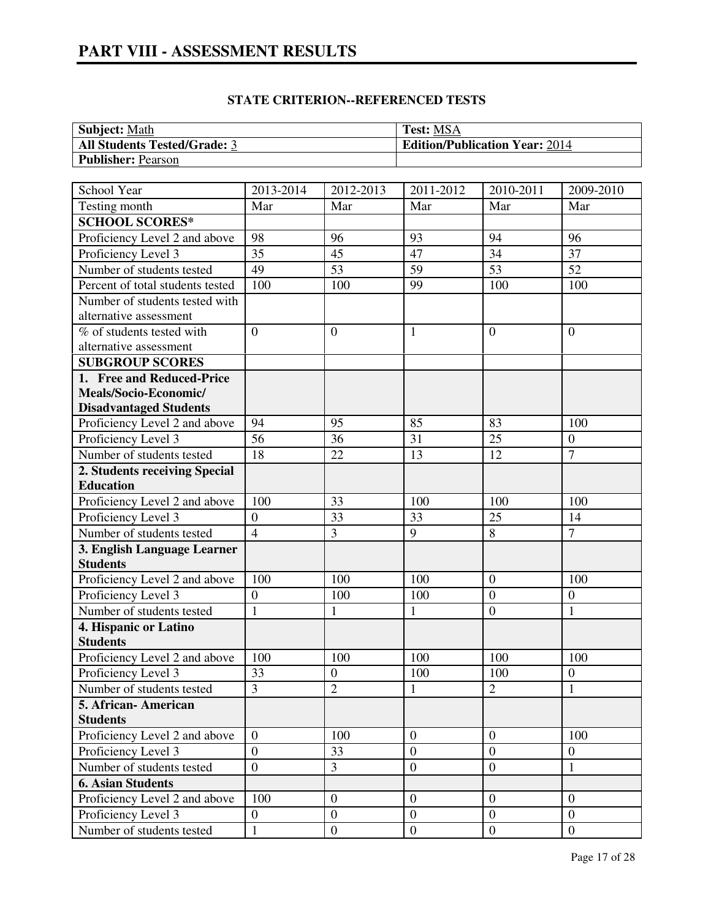# PART VIII - ASSESSMENT RESULTS

## STATE CRITERION--REFERENCED TESTS

| **Subject:** Math | **Test:** MSA |
|---|---|
| **All Students Tested/Grade:** 3 | **Edition/Publication Year:** 2014 |
| **Publisher:** Pearson | |

| School Year | 2013-2014 | 2012-2013 | 2011-2012 | 2010-2011 | 2009-2010 |
|---|---|---|---|---|---|
| Testing month | Mar | Mar | Mar | Mar | Mar |
| **SCHOOL SCORES*** | | | | | |
| Proficiency Level 2 and above | 98 | 96 | 93 | 94 | 96 |
| Proficiency Level 3 | 35 | 45 | 47 | 34 | 37 |
| Number of students tested | 49 | 53 | 59 | 53 | 52 |
| Percent of total students tested | 100 | 100 | 99 | 100 | 100 |
| Number of students tested with alternative assessment | | | | | |
| % of students tested with alternative assessment | 0 | 0 | 1 | 0 | 0 |
| **SUBGROUP SCORES** | | | | | |
| **1. Free and Reduced-Price Meals/Socio-Economic/ Disadvantaged Students** | | | | | |
| Proficiency Level 2 and above | 94 | 95 | 85 | 83 | 100 |
| Proficiency Level 3 | 56 | 36 | 31 | 25 | 0 |
| Number of students tested | 18 | 22 | 13 | 12 | 7 |
| **2. Students receiving Special Education** | | | | | |
| Proficiency Level 2 and above | 100 | 33 | 100 | 100 | 100 |
| Proficiency Level 3 | 0 | 33 | 33 | 25 | 14 |
| Number of students tested | 4 | 3 | 9 | 8 | 7 |
| **3. English Language Learner Students** | | | | | |
| Proficiency Level 2 and above | 100 | 100 | 100 | 0 | 100 |
| Proficiency Level 3 | 0 | 100 | 100 | 0 | 0 |
| Number of students tested | 1 | 1 | 1 | 0 | 1 |
| **4. Hispanic or Latino Students** | | | | | |
| Proficiency Level 2 and above | 100 | 100 | 100 | 100 | 100 |
| Proficiency Level 3 | 33 | 0 | 100 | 100 | 0 |
| Number of students tested | 3 | 2 | 1 | 2 | 1 |
| **5. African- American Students** | | | | | |
| Proficiency Level 2 and above | 0 | 100 | 0 | 0 | 100 |
| Proficiency Level 3 | 0 | 33 | 0 | 0 | 0 |
| Number of students tested | 0 | 3 | 0 | 0 | 1 |
| **6. Asian Students** | | | | | |
| Proficiency Level 2 and above | 100 | 0 | 0 | 0 | 0 |
| Proficiency Level 3 | 0 | 0 | 0 | 0 | 0 |
| Number of students tested | 1 | 0 | 0 | 0 | 0 |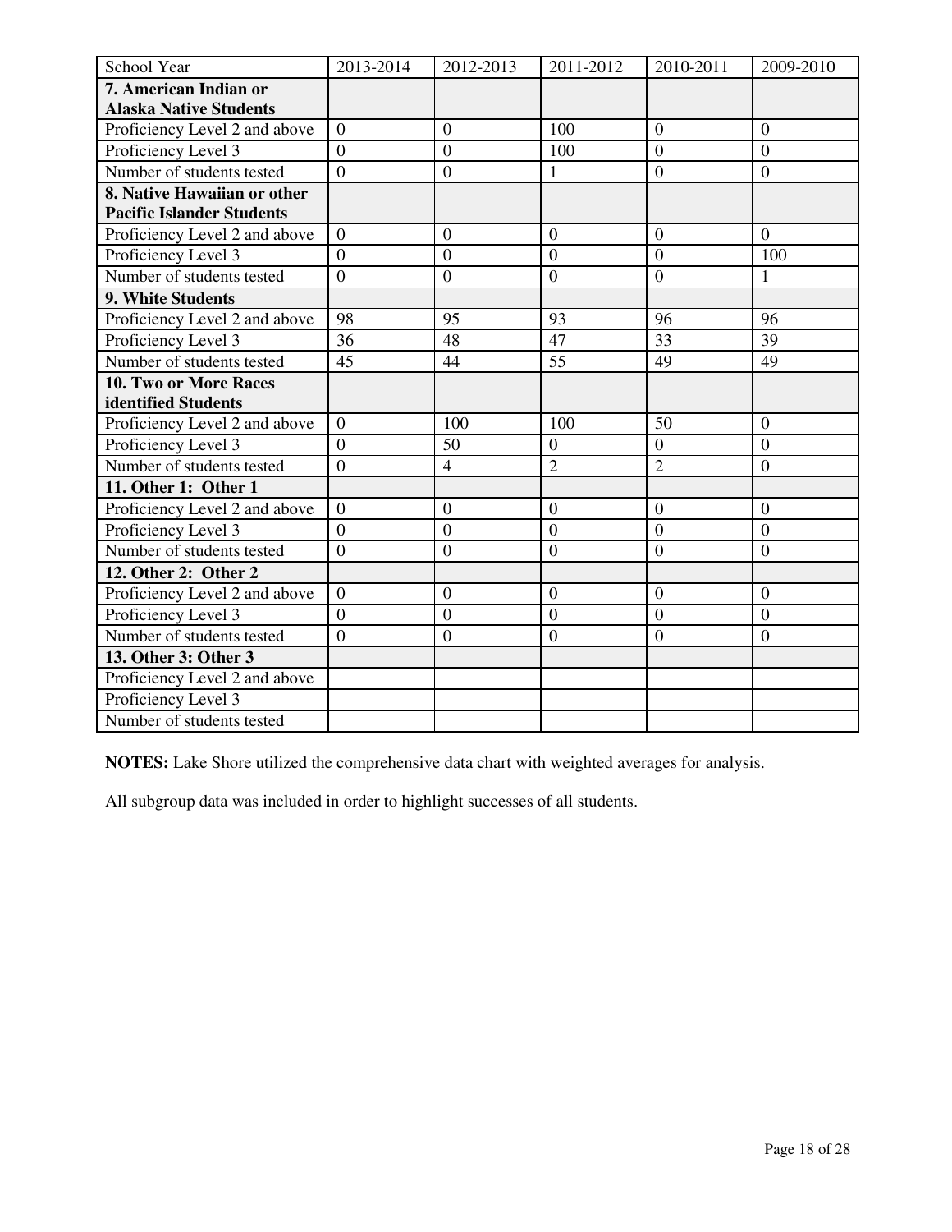| School Year | 2013-2014 | 2012-2013 | 2011-2012 | 2010-2011 | 2009-2010 |
|---|---|---|---|---|---|
| **7. American Indian or Alaska Native Students** | | | | | |
| Proficiency Level 2 and above | 0 | 0 | 100 | 0 | 0 |
| Proficiency Level 3 | 0 | 0 | 100 | 0 | 0 |
| Number of students tested | 0 | 0 | 1 | 0 | 0 |
| **8. Native Hawaiian or other Pacific Islander Students** | | | | | |
| Proficiency Level 2 and above | 0 | 0 | 0 | 0 | 0 |
| Proficiency Level 3 | 0 | 0 | 0 | 0 | 100 |
| Number of students tested | 0 | 0 | 0 | 0 | 1 |
| **9. White Students** | | | | | |
| Proficiency Level 2 and above | 98 | 95 | 93 | 96 | 96 |
| Proficiency Level 3 | 36 | 48 | 47 | 33 | 39 |
| Number of students tested | 45 | 44 | 55 | 49 | 49 |
| **10. Two or More Races identified Students** | | | | | |
| Proficiency Level 2 and above | 0 | 100 | 100 | 50 | 0 |
| Proficiency Level 3 | 0 | 50 | 0 | 0 | 0 |
| Number of students tested | 0 | 4 | 2 | 2 | 0 |
| **11. Other 1: Other 1** | | | | | |
| Proficiency Level 2 and above | 0 | 0 | 0 | 0 | 0 |
| Proficiency Level 3 | 0 | 0 | 0 | 0 | 0 |
| Number of students tested | 0 | 0 | 0 | 0 | 0 |
| **12. Other 2: Other 2** | | | | | |
| Proficiency Level 2 and above | 0 | 0 | 0 | 0 | 0 |
| Proficiency Level 3 | 0 | 0 | 0 | 0 | 0 |
| Number of students tested | 0 | 0 | 0 | 0 | 0 |
| **13. Other 3: Other 3** | | | | | |
| Proficiency Level 2 and above | | | | | |
| Proficiency Level 3 | | | | | |
| Number of students tested | | | | | |

**NOTES:** Lake Shore utilized the comprehensive data chart with weighted averages for analysis.

All subgroup data was included in order to highlight successes of all students.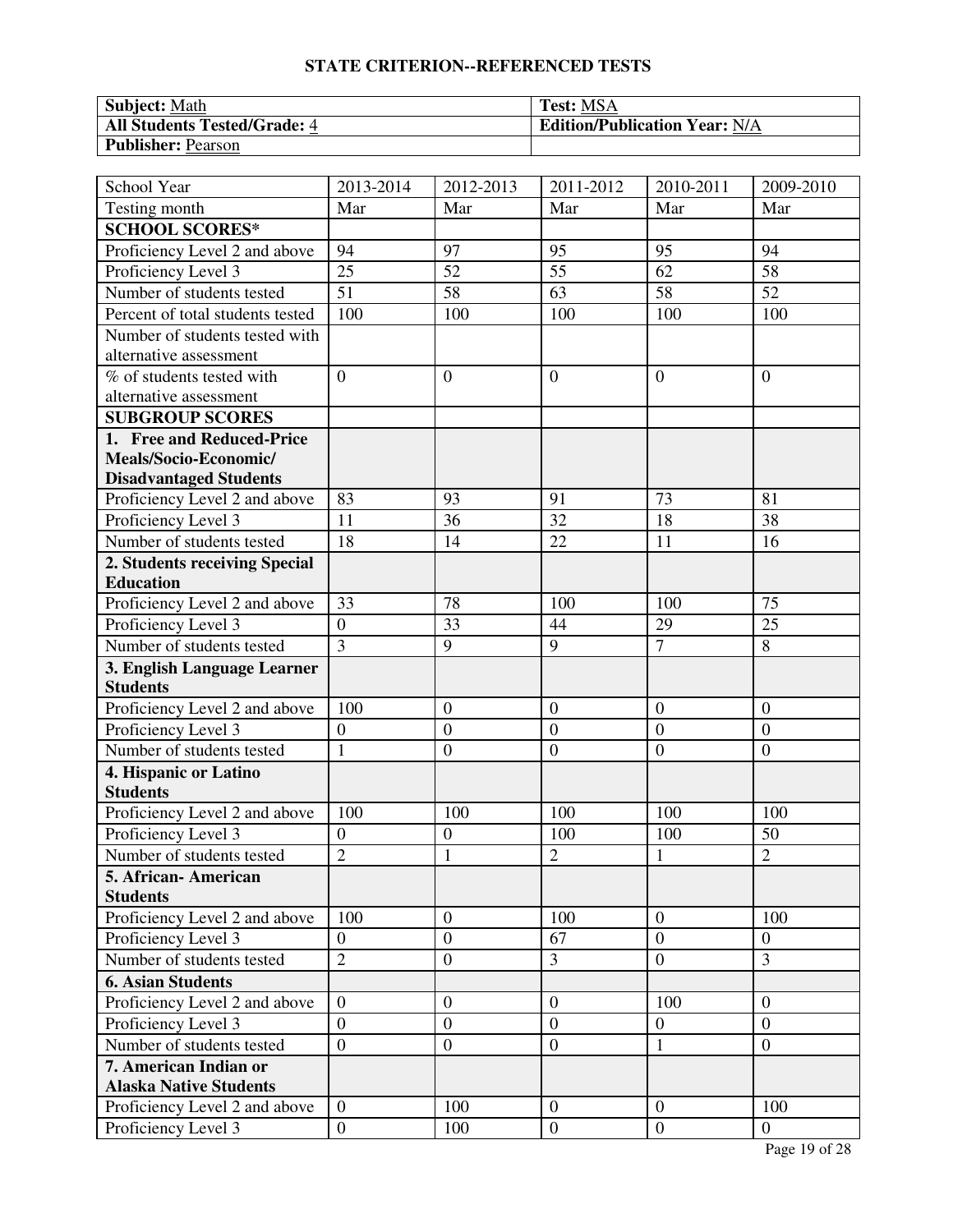## STATE CRITERION--REFERENCED TESTS

| **Subject:** Math | **Test:** MSA |
|---|---|
| **All Students Tested/Grade:** 4 | **Edition/Publication Year:** N/A |
| **Publisher:** Pearson | |

| School Year | 2013-2014 | 2012-2013 | 2011-2012 | 2010-2011 | 2009-2010 |
|---|---|---|---|---|---|
| Testing month | Mar | Mar | Mar | Mar | Mar |
| **SCHOOL SCORES*** | | | | | |
| Proficiency Level 2 and above | 94 | 97 | 95 | 95 | 94 |
| Proficiency Level 3 | 25 | 52 | 55 | 62 | 58 |
| Number of students tested | 51 | 58 | 63 | 58 | 52 |
| Percent of total students tested | 100 | 100 | 100 | 100 | 100 |
| Number of students tested with alternative assessment | | | | | |
| % of students tested with alternative assessment | 0 | 0 | 0 | 0 | 0 |
| **SUBGROUP SCORES** | | | | | |
| **1. Free and Reduced-Price Meals/Socio-Economic/ Disadvantaged Students** | | | | | |
| Proficiency Level 2 and above | 83 | 93 | 91 | 73 | 81 |
| Proficiency Level 3 | 11 | 36 | 32 | 18 | 38 |
| Number of students tested | 18 | 14 | 22 | 11 | 16 |
| **2. Students receiving Special Education** | | | | | |
| Proficiency Level 2 and above | 33 | 78 | 100 | 100 | 75 |
| Proficiency Level 3 | 0 | 33 | 44 | 29 | 25 |
| Number of students tested | 3 | 9 | 9 | 7 | 8 |
| **3. English Language Learner Students** | | | | | |
| Proficiency Level 2 and above | 100 | 0 | 0 | 0 | 0 |
| Proficiency Level 3 | 0 | 0 | 0 | 0 | 0 |
| Number of students tested | 1 | 0 | 0 | 0 | 0 |
| **4. Hispanic or Latino Students** | | | | | |
| Proficiency Level 2 and above | 100 | 100 | 100 | 100 | 100 |
| Proficiency Level 3 | 0 | 0 | 100 | 100 | 50 |
| Number of students tested | 2 | 1 | 2 | 1 | 2 |
| **5. African- American Students** | | | | | |
| Proficiency Level 2 and above | 100 | 0 | 100 | 0 | 100 |
| Proficiency Level 3 | 0 | 0 | 67 | 0 | 0 |
| Number of students tested | 2 | 0 | 3 | 0 | 3 |
| **6. Asian Students** | | | | | |
| Proficiency Level 2 and above | 0 | 0 | 0 | 100 | 0 |
| Proficiency Level 3 | 0 | 0 | 0 | 0 | 0 |
| Number of students tested | 0 | 0 | 0 | 1 | 0 |
| **7. American Indian or Alaska Native Students** | | | | | |
| Proficiency Level 2 and above | 0 | 100 | 0 | 0 | 100 |
| Proficiency Level 3 | 0 | 100 | 0 | 0 | 0 |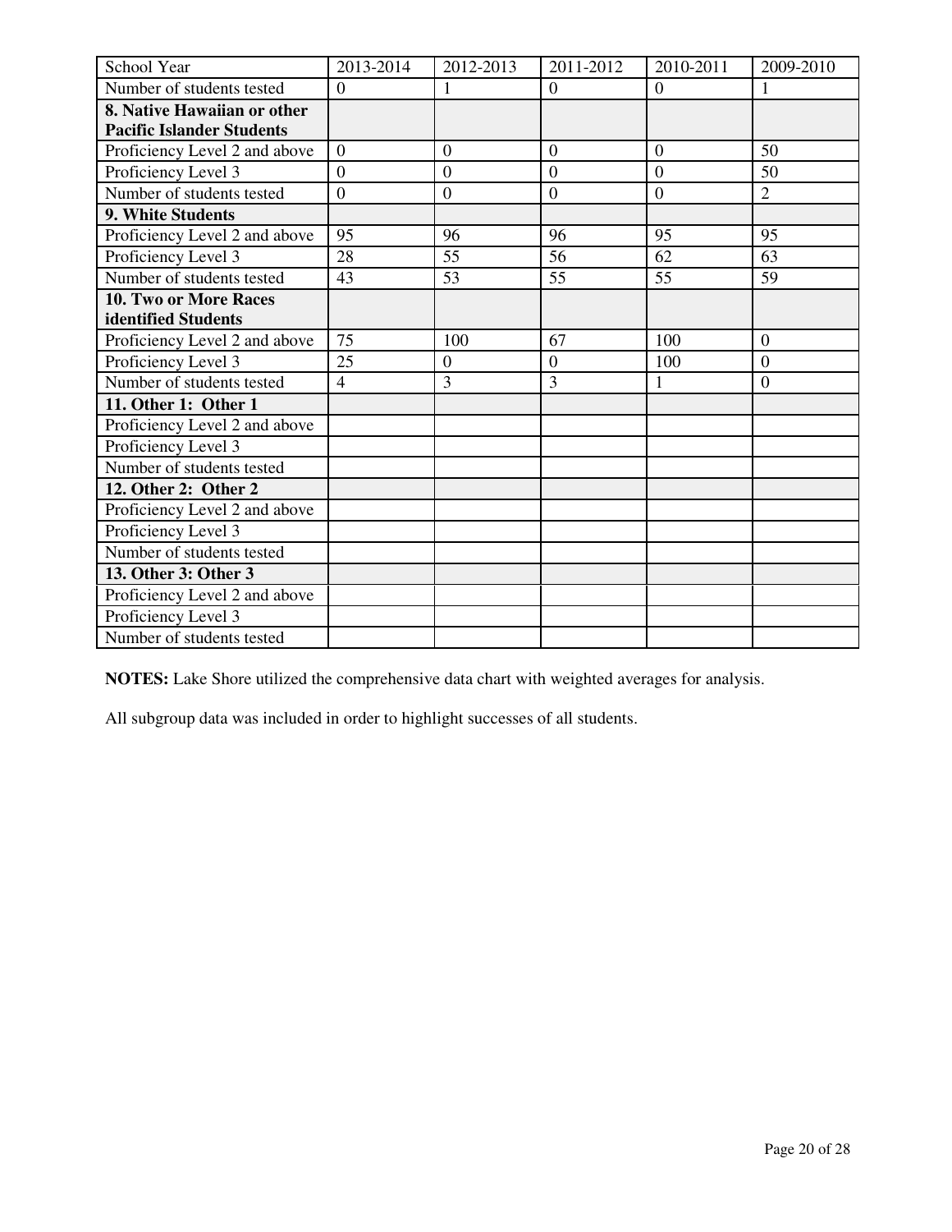| School Year | 2013-2014 | 2012-2013 | 2011-2012 | 2010-2011 | 2009-2010 |
|---|---|---|---|---|---|
| Number of students tested | 0 | 1 | 0 | 0 | 1 |
| **8. Native Hawaiian or other Pacific Islander Students** | | | | | |
| Proficiency Level 2 and above | 0 | 0 | 0 | 0 | 50 |
| Proficiency Level 3 | 0 | 0 | 0 | 0 | 50 |
| Number of students tested | 0 | 0 | 0 | 0 | 2 |
| **9. White Students** | | | | | |
| Proficiency Level 2 and above | 95 | 96 | 96 | 95 | 95 |
| Proficiency Level 3 | 28 | 55 | 56 | 62 | 63 |
| Number of students tested | 43 | 53 | 55 | 55 | 59 |
| **10. Two or More Races identified Students** | | | | | |
| Proficiency Level 2 and above | 75 | 100 | 67 | 100 | 0 |
| Proficiency Level 3 | 25 | 0 | 0 | 100 | 0 |
| Number of students tested | 4 | 3 | 3 | 1 | 0 |
| **11. Other 1: Other 1** | | | | | |
| Proficiency Level 2 and above | | | | | |
| Proficiency Level 3 | | | | | |
| Number of students tested | | | | | |
| **12. Other 2: Other 2** | | | | | |
| Proficiency Level 2 and above | | | | | |
| Proficiency Level 3 | | | | | |
| Number of students tested | | | | | |
| **13. Other 3: Other 3** | | | | | |
| Proficiency Level 2 and above | | | | | |
| Proficiency Level 3 | | | | | |
| Number of students tested | | | | | |

**NOTES:** Lake Shore utilized the comprehensive data chart with weighted averages for analysis.

All subgroup data was included in order to highlight successes of all students.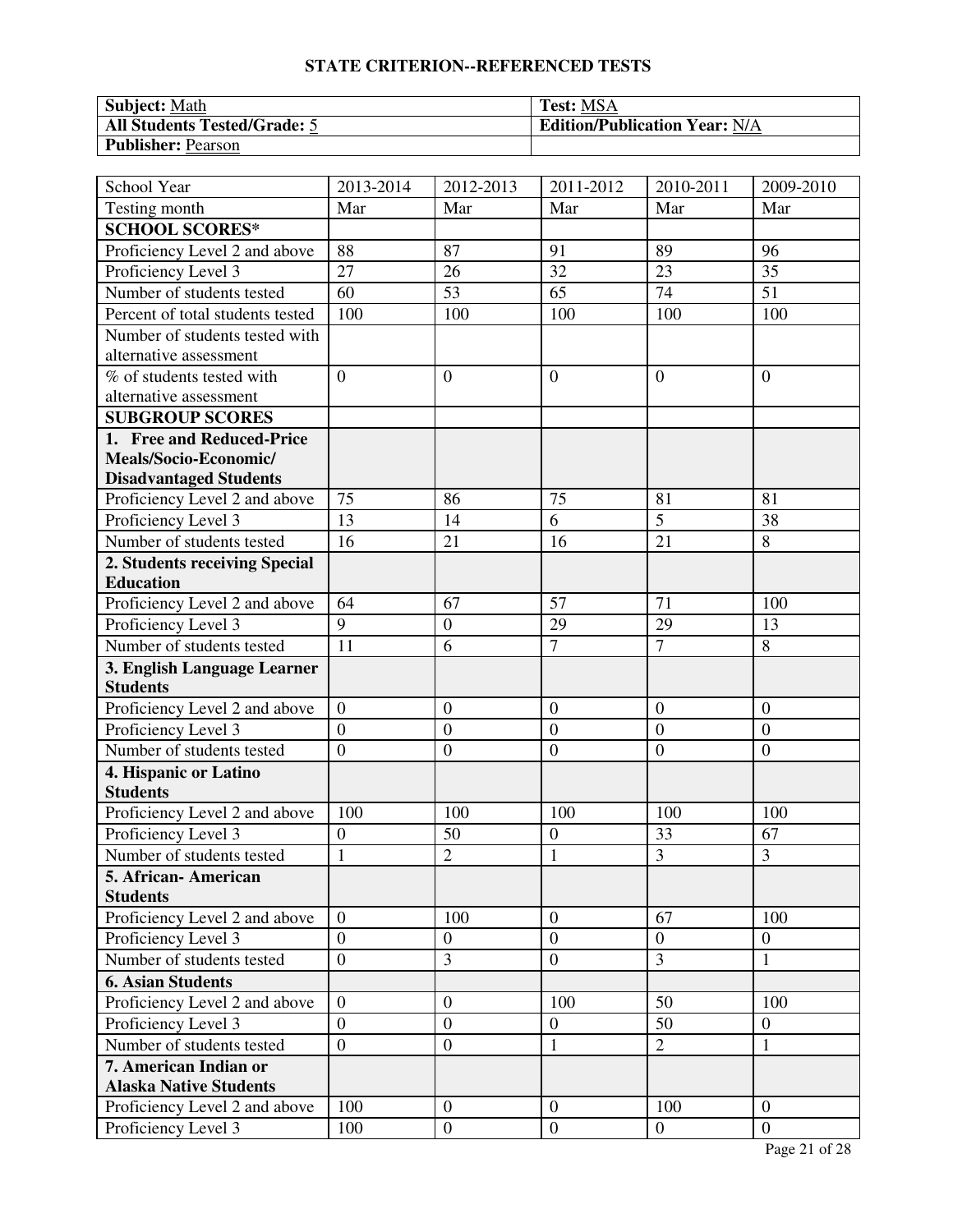## STATE CRITERION--REFERENCED TESTS

| **Subject:** Math | **Test:** MSA |
|---|---|
| **All Students Tested/Grade:** 5 | **Edition/Publication Year:** N/A |
| **Publisher:** Pearson | |

| School Year | 2013-2014 | 2012-2013 | 2011-2012 | 2010-2011 | 2009-2010 |
|---|---|---|---|---|---|
| Testing month | Mar | Mar | Mar | Mar | Mar |
| **SCHOOL SCORES*** | | | | | |
| Proficiency Level 2 and above | 88 | 87 | 91 | 89 | 96 |
| Proficiency Level 3 | 27 | 26 | 32 | 23 | 35 |
| Number of students tested | 60 | 53 | 65 | 74 | 51 |
| Percent of total students tested | 100 | 100 | 100 | 100 | 100 |
| Number of students tested with alternative assessment | | | | | |
| % of students tested with alternative assessment | 0 | 0 | 0 | 0 | 0 |
| **SUBGROUP SCORES** | | | | | |
| **1. Free and Reduced-Price Meals/Socio-Economic/ Disadvantaged Students** | | | | | |
| Proficiency Level 2 and above | 75 | 86 | 75 | 81 | 81 |
| Proficiency Level 3 | 13 | 14 | 6 | 5 | 38 |
| Number of students tested | 16 | 21 | 16 | 21 | 8 |
| **2. Students receiving Special Education** | | | | | |
| Proficiency Level 2 and above | 64 | 67 | 57 | 71 | 100 |
| Proficiency Level 3 | 9 | 0 | 29 | 29 | 13 |
| Number of students tested | 11 | 6 | 7 | 7 | 8 |
| **3. English Language Learner Students** | | | | | |
| Proficiency Level 2 and above | 0 | 0 | 0 | 0 | 0 |
| Proficiency Level 3 | 0 | 0 | 0 | 0 | 0 |
| Number of students tested | 0 | 0 | 0 | 0 | 0 |
| **4. Hispanic or Latino Students** | | | | | |
| Proficiency Level 2 and above | 100 | 100 | 100 | 100 | 100 |
| Proficiency Level 3 | 0 | 50 | 0 | 33 | 67 |
| Number of students tested | 1 | 2 | 1 | 3 | 3 |
| **5. African- American Students** | | | | | |
| Proficiency Level 2 and above | 0 | 100 | 0 | 67 | 100 |
| Proficiency Level 3 | 0 | 0 | 0 | 0 | 0 |
| Number of students tested | 0 | 3 | 0 | 3 | 1 |
| **6. Asian Students** | | | | | |
| Proficiency Level 2 and above | 0 | 0 | 100 | 50 | 100 |
| Proficiency Level 3 | 0 | 0 | 0 | 50 | 0 |
| Number of students tested | 0 | 0 | 1 | 2 | 1 |
| **7. American Indian or Alaska Native Students** | | | | | |
| Proficiency Level 2 and above | 100 | 0 | 0 | 100 | 0 |
| Proficiency Level 3 | 100 | 0 | 0 | 0 | 0 |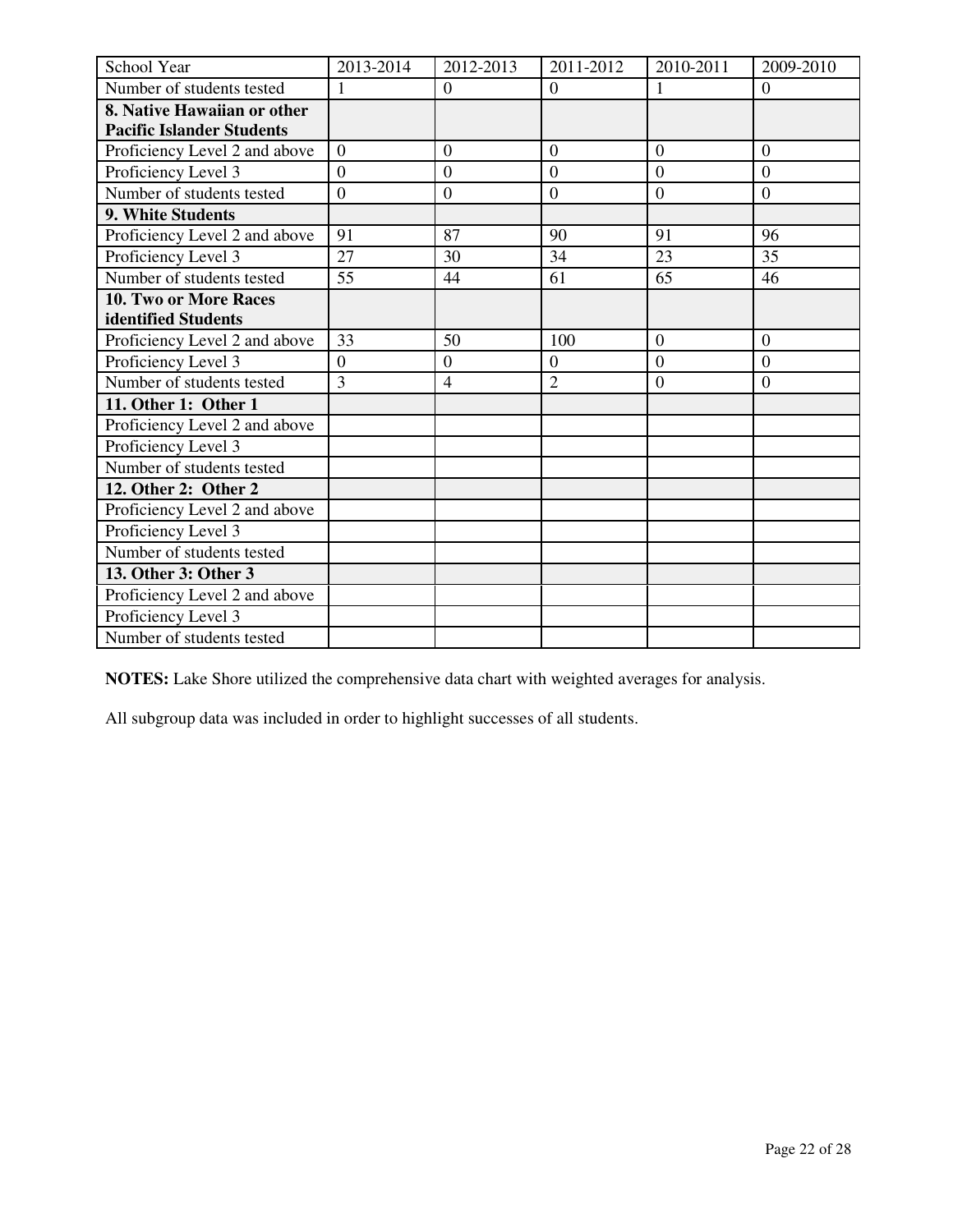| School Year | 2013-2014 | 2012-2013 | 2011-2012 | 2010-2011 | 2009-2010 |
| --- | --- | --- | --- | --- | --- |
| Number of students tested | 1 | 0 | 0 | 1 | 0 |
| **8. Native Hawaiian or other Pacific Islander Students** | | | | | |
| Proficiency Level 2 and above | 0 | 0 | 0 | 0 | 0 |
| Proficiency Level 3 | 0 | 0 | 0 | 0 | 0 |
| Number of students tested | 0 | 0 | 0 | 0 | 0 |
| **9. White Students** | | | | | |
| Proficiency Level 2 and above | 91 | 87 | 90 | 91 | 96 |
| Proficiency Level 3 | 27 | 30 | 34 | 23 | 35 |
| Number of students tested | 55 | 44 | 61 | 65 | 46 |
| **10. Two or More Races identified Students** | | | | | |
| Proficiency Level 2 and above | 33 | 50 | 100 | 0 | 0 |
| Proficiency Level 3 | 0 | 0 | 0 | 0 | 0 |
| Number of students tested | 3 | 4 | 2 | 0 | 0 |
| **11. Other 1: Other 1** | | | | | |
| Proficiency Level 2 and above | | | | | |
| Proficiency Level 3 | | | | | |
| Number of students tested | | | | | |
| **12. Other 2: Other 2** | | | | | |
| Proficiency Level 2 and above | | | | | |
| Proficiency Level 3 | | | | | |
| Number of students tested | | | | | |
| **13. Other 3: Other 3** | | | | | |
| Proficiency Level 2 and above | | | | | |
| Proficiency Level 3 | | | | | |
| Number of students tested | | | | | |

**NOTES:** Lake Shore utilized the comprehensive data chart with weighted averages for analysis.

All subgroup data was included in order to highlight successes of all students.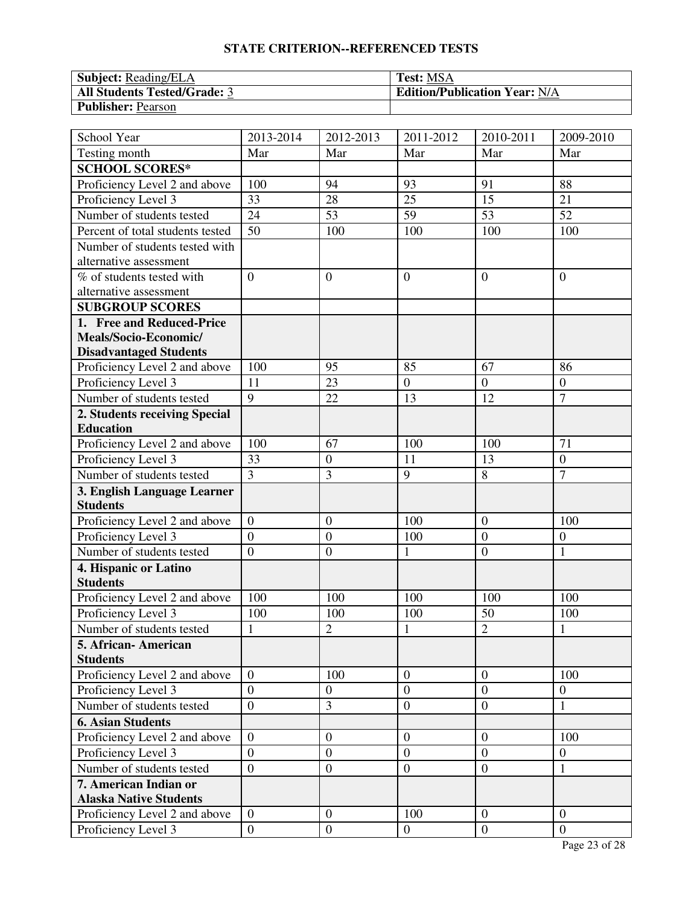## STATE CRITERION--REFERENCED TESTS

| **Subject:** Reading/ELA | **Test:** MSA |
|---|---|
| **All Students Tested/Grade:** 3 | **Edition/Publication Year:** N/A |
| **Publisher:** Pearson | |

| School Year | 2013-2014 | 2012-2013 | 2011-2012 | 2010-2011 | 2009-2010 |
|---|---|---|---|---|---|
| Testing month | Mar | Mar | Mar | Mar | Mar |
| **SCHOOL SCORES*** | | | | | |
| Proficiency Level 2 and above | 100 | 94 | 93 | 91 | 88 |
| Proficiency Level 3 | 33 | 28 | 25 | 15 | 21 |
| Number of students tested | 24 | 53 | 59 | 53 | 52 |
| Percent of total students tested | 50 | 100 | 100 | 100 | 100 |
| Number of students tested with alternative assessment | | | | | |
| % of students tested with alternative assessment | 0 | 0 | 0 | 0 | 0 |
| **SUBGROUP SCORES** | | | | | |
| **1. Free and Reduced-Price Meals/Socio-Economic/ Disadvantaged Students** | | | | | |
| Proficiency Level 2 and above | 100 | 95 | 85 | 67 | 86 |
| Proficiency Level 3 | 11 | 23 | 0 | 0 | 0 |
| Number of students tested | 9 | 22 | 13 | 12 | 7 |
| **2. Students receiving Special Education** | | | | | |
| Proficiency Level 2 and above | 100 | 67 | 100 | 100 | 71 |
| Proficiency Level 3 | 33 | 0 | 11 | 13 | 0 |
| Number of students tested | 3 | 3 | 9 | 8 | 7 |
| **3. English Language Learner Students** | | | | | |
| Proficiency Level 2 and above | 0 | 0 | 100 | 0 | 100 |
| Proficiency Level 3 | 0 | 0 | 100 | 0 | 0 |
| Number of students tested | 0 | 0 | 1 | 0 | 1 |
| **4. Hispanic or Latino Students** | | | | | |
| Proficiency Level 2 and above | 100 | 100 | 100 | 100 | 100 |
| Proficiency Level 3 | 100 | 100 | 100 | 50 | 100 |
| Number of students tested | 1 | 2 | 1 | 2 | 1 |
| **5. African- American Students** | | | | | |
| Proficiency Level 2 and above | 0 | 100 | 0 | 0 | 100 |
| Proficiency Level 3 | 0 | 0 | 0 | 0 | 0 |
| Number of students tested | 0 | 3 | 0 | 0 | 1 |
| **6. Asian Students** | | | | | |
| Proficiency Level 2 and above | 0 | 0 | 0 | 0 | 100 |
| Proficiency Level 3 | 0 | 0 | 0 | 0 | 0 |
| Number of students tested | 0 | 0 | 0 | 0 | 1 |
| **7. American Indian or Alaska Native Students** | | | | | |
| Proficiency Level 2 and above | 0 | 0 | 100 | 0 | 0 |
| Proficiency Level 3 | 0 | 0 | 0 | 0 | 0 |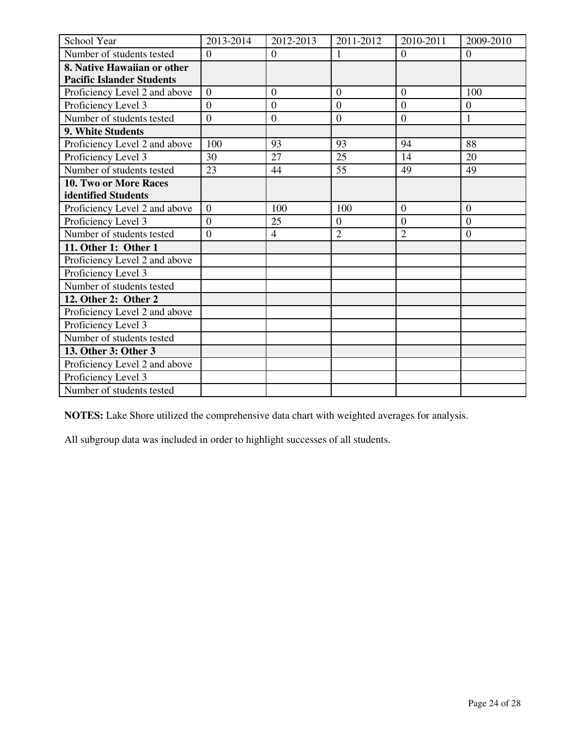| School Year | 2013-2014 | 2012-2013 | 2011-2012 | 2010-2011 | 2009-2010 |
|---|---|---|---|---|---|
| Number of students tested | 0 | 0 | 1 | 0 | 0 |
| **8. Native Hawaiian or other Pacific Islander Students** | | | | | |
| Proficiency Level 2 and above | 0 | 0 | 0 | 0 | 100 |
| Proficiency Level 3 | 0 | 0 | 0 | 0 | 0 |
| Number of students tested | 0 | 0 | 0 | 0 | 1 |
| **9. White Students** | | | | | |
| Proficiency Level 2 and above | 100 | 93 | 93 | 94 | 88 |
| Proficiency Level 3 | 30 | 27 | 25 | 14 | 20 |
| Number of students tested | 23 | 44 | 55 | 49 | 49 |
| **10. Two or More Races identified Students** | | | | | |
| Proficiency Level 2 and above | 0 | 100 | 100 | 0 | 0 |
| Proficiency Level 3 | 0 | 25 | 0 | 0 | 0 |
| Number of students tested | 0 | 4 | 2 | 2 | 0 |
| **11. Other 1: Other 1** | | | | | |
| Proficiency Level 2 and above | | | | | |
| Proficiency Level 3 | | | | | |
| Number of students tested | | | | | |
| **12. Other 2: Other 2** | | | | | |
| Proficiency Level 2 and above | | | | | |
| Proficiency Level 3 | | | | | |
| Number of students tested | | | | | |
| **13. Other 3: Other 3** | | | | | |
| Proficiency Level 2 and above | | | | | |
| Proficiency Level 3 | | | | | |
| Number of students tested | | | | | |

**NOTES:** Lake Shore utilized the comprehensive data chart with weighted averages for analysis.

All subgroup data was included in order to highlight successes of all students.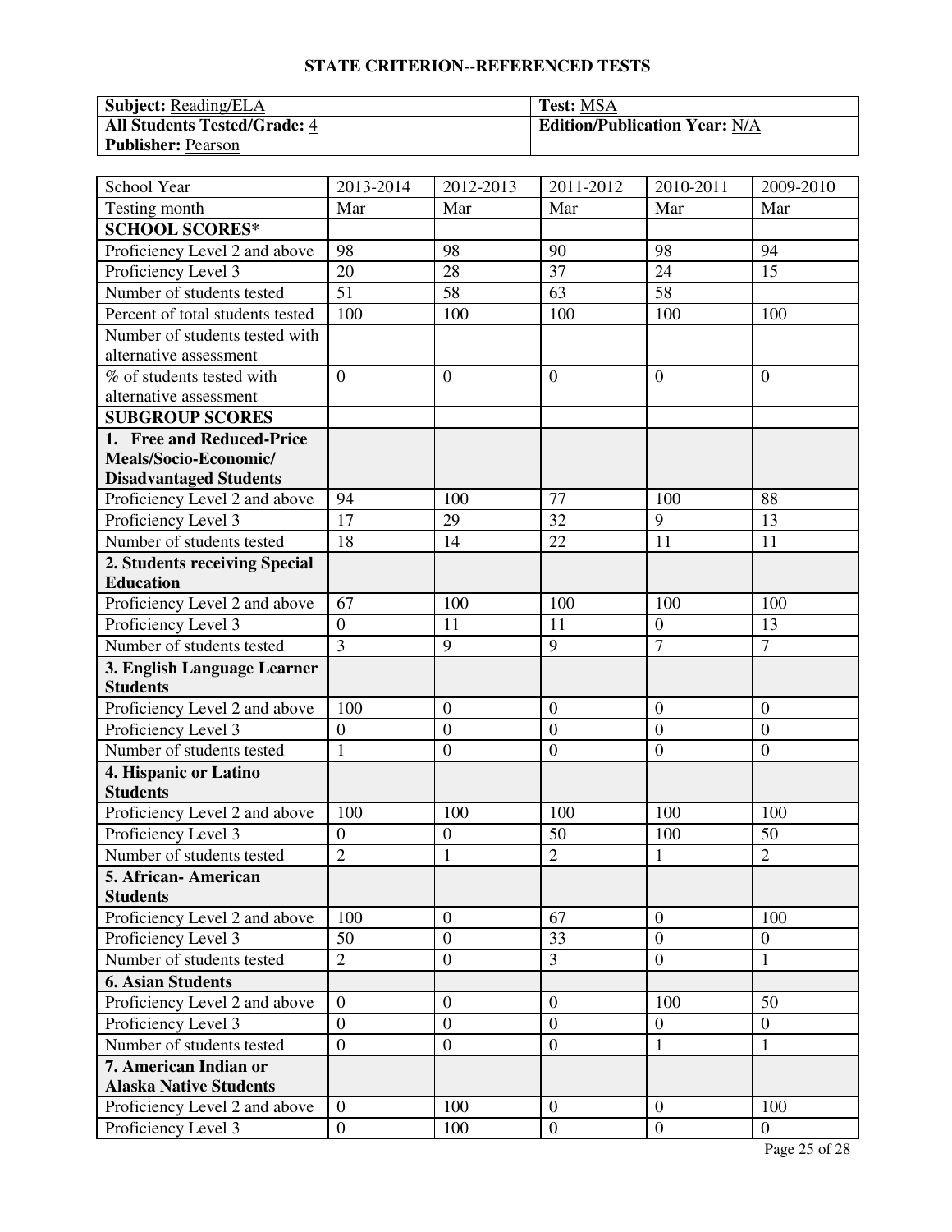## STATE CRITERION--REFERENCED TESTS

| **Subject:** Reading/ELA | **Test:** MSA |
|---|---|
| **All Students Tested/Grade:** 4 | **Edition/Publication Year:** N/A |
| **Publisher:** Pearson | |

| School Year | 2013-2014 | 2012-2013 | 2011-2012 | 2010-2011 | 2009-2010 |
|---|---|---|---|---|---|
| Testing month | Mar | Mar | Mar | Mar | Mar |
| **SCHOOL SCORES*** | | | | | |
| Proficiency Level 2 and above | 98 | 98 | 90 | 98 | 94 |
| Proficiency Level 3 | 20 | 28 | 37 | 24 | 15 |
| Number of students tested | 51 | 58 | 63 | 58 | |
| Percent of total students tested | 100 | 100 | 100 | 100 | 100 |
| Number of students tested with alternative assessment | | | | | |
| % of students tested with alternative assessment | 0 | 0 | 0 | 0 | 0 |
| **SUBGROUP SCORES** | | | | | |
| **1. Free and Reduced-Price Meals/Socio-Economic/ Disadvantaged Students** | | | | | |
| Proficiency Level 2 and above | 94 | 100 | 77 | 100 | 88 |
| Proficiency Level 3 | 17 | 29 | 32 | 9 | 13 |
| Number of students tested | 18 | 14 | 22 | 11 | 11 |
| **2. Students receiving Special Education** | | | | | |
| Proficiency Level 2 and above | 67 | 100 | 100 | 100 | 100 |
| Proficiency Level 3 | 0 | 11 | 11 | 0 | 13 |
| Number of students tested | 3 | 9 | 9 | 7 | 7 |
| **3. English Language Learner Students** | | | | | |
| Proficiency Level 2 and above | 100 | 0 | 0 | 0 | 0 |
| Proficiency Level 3 | 0 | 0 | 0 | 0 | 0 |
| Number of students tested | 1 | 0 | 0 | 0 | 0 |
| **4. Hispanic or Latino Students** | | | | | |
| Proficiency Level 2 and above | 100 | 100 | 100 | 100 | 100 |
| Proficiency Level 3 | 0 | 0 | 50 | 100 | 50 |
| Number of students tested | 2 | 1 | 2 | 1 | 2 |
| **5. African- American Students** | | | | | |
| Proficiency Level 2 and above | 100 | 0 | 67 | 0 | 100 |
| Proficiency Level 3 | 50 | 0 | 33 | 0 | 0 |
| Number of students tested | 2 | 0 | 3 | 0 | 1 |
| **6. Asian Students** | | | | | |
| Proficiency Level 2 and above | 0 | 0 | 0 | 100 | 50 |
| Proficiency Level 3 | 0 | 0 | 0 | 0 | 0 |
| Number of students tested | 0 | 0 | 0 | 1 | 1 |
| **7. American Indian or Alaska Native Students** | | | | | |
| Proficiency Level 2 and above | 0 | 100 | 0 | 0 | 100 |
| Proficiency Level 3 | 0 | 100 | 0 | 0 | 0 |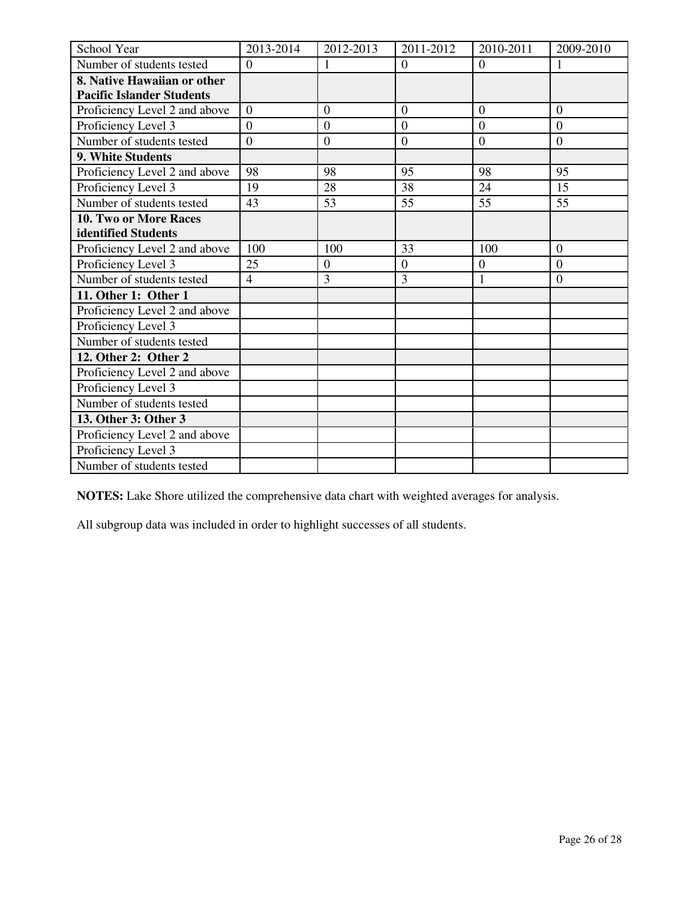| School Year | 2013-2014 | 2012-2013 | 2011-2012 | 2010-2011 | 2009-2010 |
|---|---|---|---|---|---|
| Number of students tested | 0 | 1 | 0 | 0 | 1 |
| **8. Native Hawaiian or other Pacific Islander Students** | | | | | |
| Proficiency Level 2 and above | 0 | 0 | 0 | 0 | 0 |
| Proficiency Level 3 | 0 | 0 | 0 | 0 | 0 |
| Number of students tested | 0 | 0 | 0 | 0 | 0 |
| **9. White Students** | | | | | |
| Proficiency Level 2 and above | 98 | 98 | 95 | 98 | 95 |
| Proficiency Level 3 | 19 | 28 | 38 | 24 | 15 |
| Number of students tested | 43 | 53 | 55 | 55 | 55 |
| **10. Two or More Races identified Students** | | | | | |
| Proficiency Level 2 and above | 100 | 100 | 33 | 100 | 0 |
| Proficiency Level 3 | 25 | 0 | 0 | 0 | 0 |
| Number of students tested | 4 | 3 | 3 | 1 | 0 |
| **11. Other 1: Other 1** | | | | | |
| Proficiency Level 2 and above | | | | | |
| Proficiency Level 3 | | | | | |
| Number of students tested | | | | | |
| **12. Other 2: Other 2** | | | | | |
| Proficiency Level 2 and above | | | | | |
| Proficiency Level 3 | | | | | |
| Number of students tested | | | | | |
| **13. Other 3: Other 3** | | | | | |
| Proficiency Level 2 and above | | | | | |
| Proficiency Level 3 | | | | | |
| Number of students tested | | | | | |

**NOTES:** Lake Shore utilized the comprehensive data chart with weighted averages for analysis.

All subgroup data was included in order to highlight successes of all students.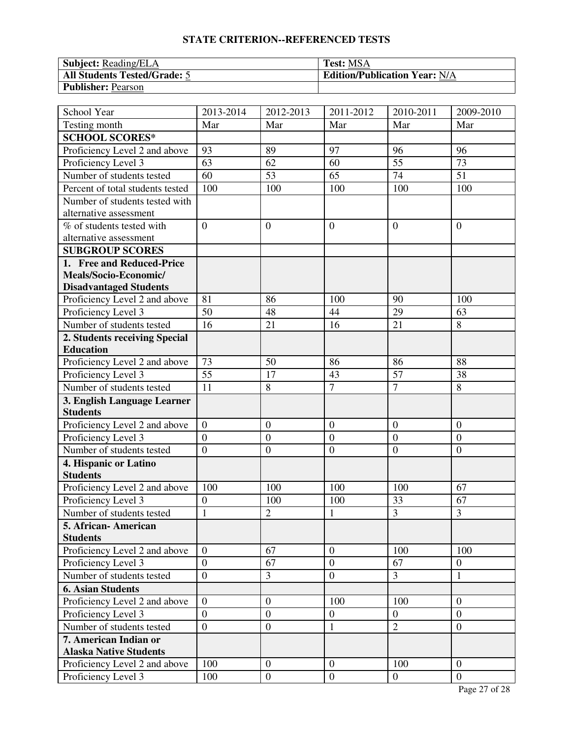## STATE CRITERION--REFERENCED TESTS

| **Subject:** Reading/ELA | **Test:** MSA |
|---|---|
| **All Students Tested/Grade:** 5 | **Edition/Publication Year:** N/A |
| **Publisher:** Pearson | |

| School Year | 2013-2014 | 2012-2013 | 2011-2012 | 2010-2011 | 2009-2010 |
|---|---|---|---|---|---|
| Testing month | Mar | Mar | Mar | Mar | Mar |
| **SCHOOL SCORES*** | | | | | |
| Proficiency Level 2 and above | 93 | 89 | 97 | 96 | 96 |
| Proficiency Level 3 | 63 | 62 | 60 | 55 | 73 |
| Number of students tested | 60 | 53 | 65 | 74 | 51 |
| Percent of total students tested | 100 | 100 | 100 | 100 | 100 |
| Number of students tested with alternative assessment | | | | | |
| % of students tested with alternative assessment | 0 | 0 | 0 | 0 | 0 |
| **SUBGROUP SCORES** | | | | | |
| **1. Free and Reduced-Price Meals/Socio-Economic/ Disadvantaged Students** | | | | | |
| Proficiency Level 2 and above | 81 | 86 | 100 | 90 | 100 |
| Proficiency Level 3 | 50 | 48 | 44 | 29 | 63 |
| Number of students tested | 16 | 21 | 16 | 21 | 8 |
| **2. Students receiving Special Education** | | | | | |
| Proficiency Level 2 and above | 73 | 50 | 86 | 86 | 88 |
| Proficiency Level 3 | 55 | 17 | 43 | 57 | 38 |
| Number of students tested | 11 | 8 | 7 | 7 | 8 |
| **3. English Language Learner Students** | | | | | |
| Proficiency Level 2 and above | 0 | 0 | 0 | 0 | 0 |
| Proficiency Level 3 | 0 | 0 | 0 | 0 | 0 |
| Number of students tested | 0 | 0 | 0 | 0 | 0 |
| **4. Hispanic or Latino Students** | | | | | |
| Proficiency Level 2 and above | 100 | 100 | 100 | 100 | 67 |
| Proficiency Level 3 | 0 | 100 | 100 | 33 | 67 |
| Number of students tested | 1 | 2 | 1 | 3 | 3 |
| **5. African- American Students** | | | | | |
| Proficiency Level 2 and above | 0 | 67 | 0 | 100 | 100 |
| Proficiency Level 3 | 0 | 67 | 0 | 67 | 0 |
| Number of students tested | 0 | 3 | 0 | 3 | 1 |
| **6. Asian Students** | | | | | |
| Proficiency Level 2 and above | 0 | 0 | 100 | 100 | 0 |
| Proficiency Level 3 | 0 | 0 | 0 | 0 | 0 |
| Number of students tested | 0 | 0 | 1 | 2 | 0 |
| **7. American Indian or Alaska Native Students** | | | | | |
| Proficiency Level 2 and above | 100 | 0 | 0 | 100 | 0 |
| Proficiency Level 3 | 100 | 0 | 0 | 0 | 0 |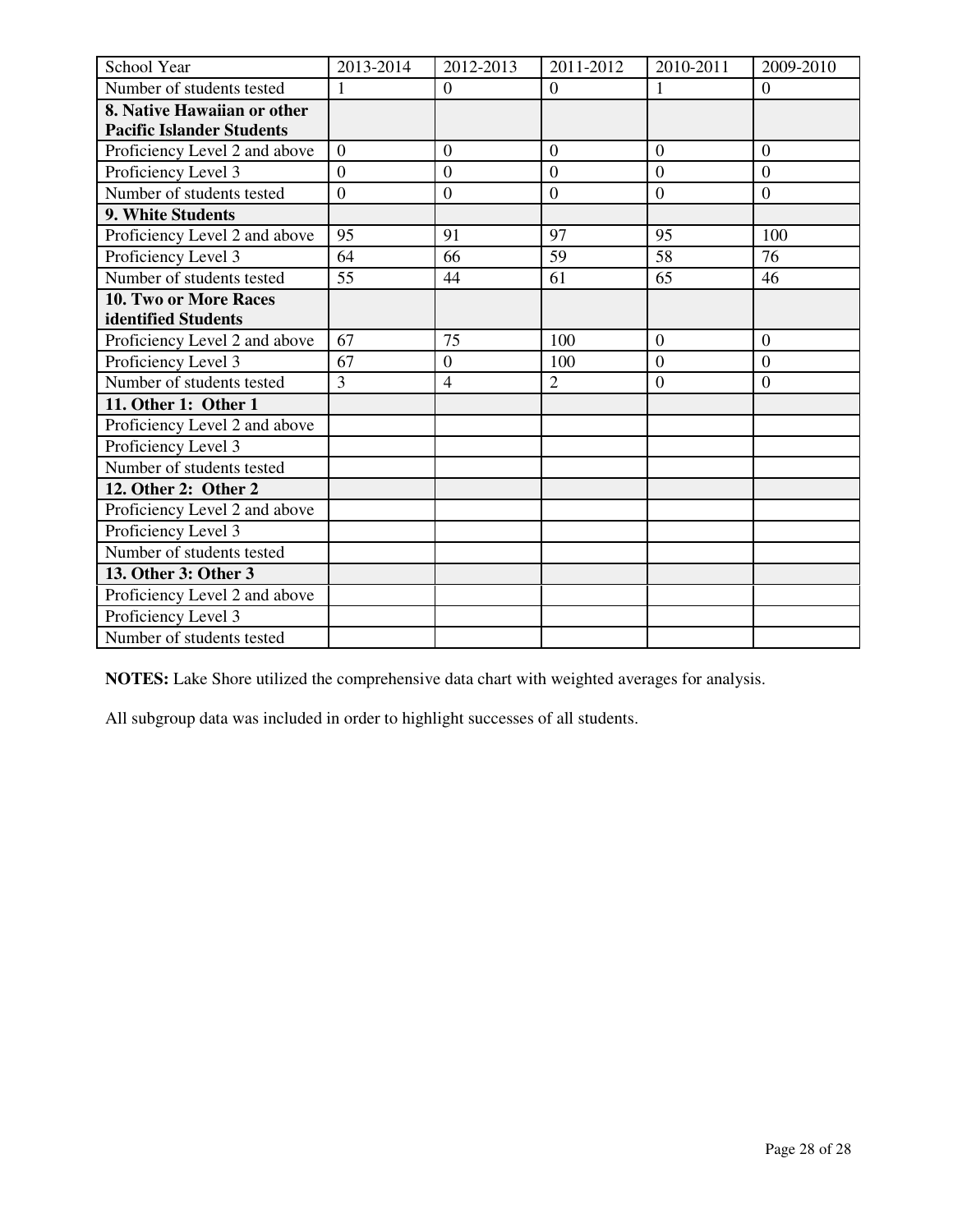| School Year | 2013-2014 | 2012-2013 | 2011-2012 | 2010-2011 | 2009-2010 |
| --- | --- | --- | --- | --- | --- |
| Number of students tested | 1 | 0 | 0 | 1 | 0 |
| **8. Native Hawaiian or other Pacific Islander Students** | | | | | |
| Proficiency Level 2 and above | 0 | 0 | 0 | 0 | 0 |
| Proficiency Level 3 | 0 | 0 | 0 | 0 | 0 |
| Number of students tested | 0 | 0 | 0 | 0 | 0 |
| **9. White Students** | | | | | |
| Proficiency Level 2 and above | 95 | 91 | 97 | 95 | 100 |
| Proficiency Level 3 | 64 | 66 | 59 | 58 | 76 |
| Number of students tested | 55 | 44 | 61 | 65 | 46 |
| **10. Two or More Races identified Students** | | | | | |
| Proficiency Level 2 and above | 67 | 75 | 100 | 0 | 0 |
| Proficiency Level 3 | 67 | 0 | 100 | 0 | 0 |
| Number of students tested | 3 | 4 | 2 | 0 | 0 |
| **11. Other 1: Other 1** | | | | | |
| Proficiency Level 2 and above | | | | | |
| Proficiency Level 3 | | | | | |
| Number of students tested | | | | | |
| **12. Other 2: Other 2** | | | | | |
| Proficiency Level 2 and above | | | | | |
| Proficiency Level 3 | | | | | |
| Number of students tested | | | | | |
| **13. Other 3: Other 3** | | | | | |
| Proficiency Level 2 and above | | | | | |
| Proficiency Level 3 | | | | | |
| Number of students tested | | | | | |

**NOTES:** Lake Shore utilized the comprehensive data chart with weighted averages for analysis.

All subgroup data was included in order to highlight successes of all students.